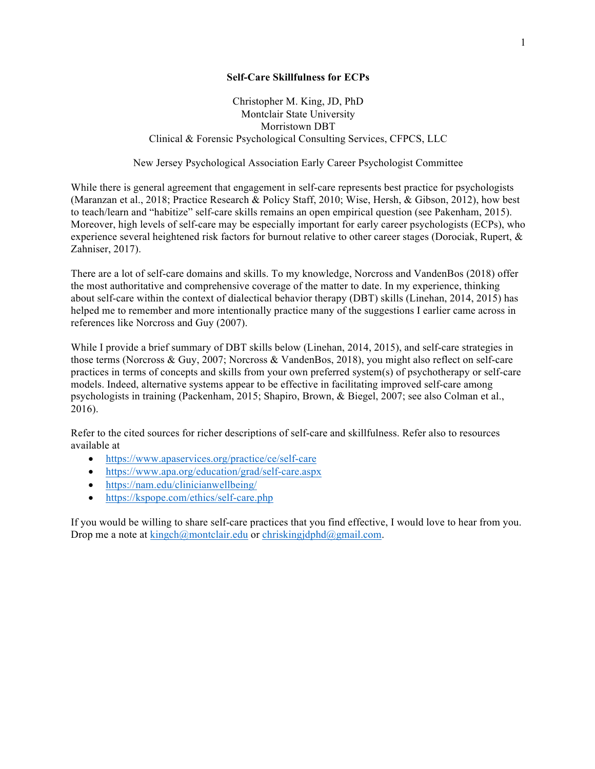# Self-Care Skillfulness for ECPs

Christopher M. King, JD, PhD
Montclair State University
Morristown DBT
Clinical & Forensic Psychological Consulting Services, CFPCS, LLC

New Jersey Psychological Association Early Career Psychologist Committee

While there is general agreement that engagement in self-care represents best practice for psychologists (Maranzan et al., 2018; Practice Research & Policy Staff, 2010; Wise, Hersh, & Gibson, 2012), how best to teach/learn and "habitize" self-care skills remains an open empirical question (see Pakenham, 2015). Moreover, high levels of self-care may be especially important for early career psychologists (ECPs), who experience several heightened risk factors for burnout relative to other career stages (Dorociak, Rupert, & Zahniser, 2017).

There are a lot of self-care domains and skills. To my knowledge, Norcross and VandenBos (2018) offer the most authoritative and comprehensive coverage of the matter to date. In my experience, thinking about self-care within the context of dialectical behavior therapy (DBT) skills (Linehan, 2014, 2015) has helped me to remember and more intentionally practice many of the suggestions I earlier came across in references like Norcross and Guy (2007).

While I provide a brief summary of DBT skills below (Linehan, 2014, 2015), and self-care strategies in those terms (Norcross & Guy, 2007; Norcross & VandenBos, 2018), you might also reflect on self-care practices in terms of concepts and skills from your own preferred system(s) of psychotherapy or self-care models. Indeed, alternative systems appear to be effective in facilitating improved self-care among psychologists in training (Packenham, 2015; Shapiro, Brown, & Biegel, 2007; see also Colman et al., 2016).

Refer to the cited sources for richer descriptions of self-care and skillfulness. Refer also to resources available at

- https://www.apaservices.org/practice/ce/self-care
- https://www.apa.org/education/grad/self-care.aspx
- https://nam.edu/clinicianwellbeing/
- https://kspope.com/ethics/self-care.php

If you would be willing to share self-care practices that you find effective, I would love to hear from you. Drop me a note at kingch@montclair.edu or chriskingjdphd@gmail.com.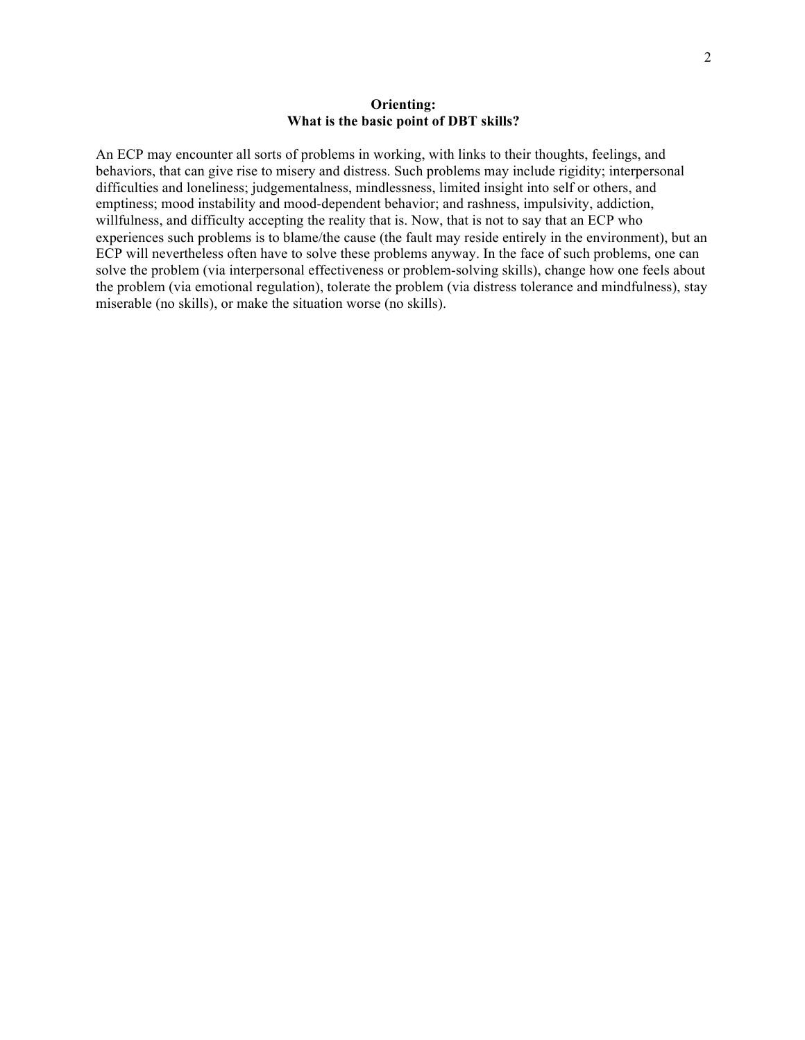## Orienting:
## What is the basic point of DBT skills?

An ECP may encounter all sorts of problems in working, with links to their thoughts, feelings, and behaviors, that can give rise to misery and distress. Such problems may include rigidity; interpersonal difficulties and loneliness; judgementalness, mindlessness, limited insight into self or others, and emptiness; mood instability and mood-dependent behavior; and rashness, impulsivity, addiction, willfulness, and difficulty accepting the reality that is. Now, that is not to say that an ECP who experiences such problems is to blame/the cause (the fault may reside entirely in the environment), but an ECP will nevertheless often have to solve these problems anyway. In the face of such problems, one can solve the problem (via interpersonal effectiveness or problem-solving skills), change how one feels about the problem (via emotional regulation), tolerate the problem (via distress tolerance and mindfulness), stay miserable (no skills), or make the situation worse (no skills).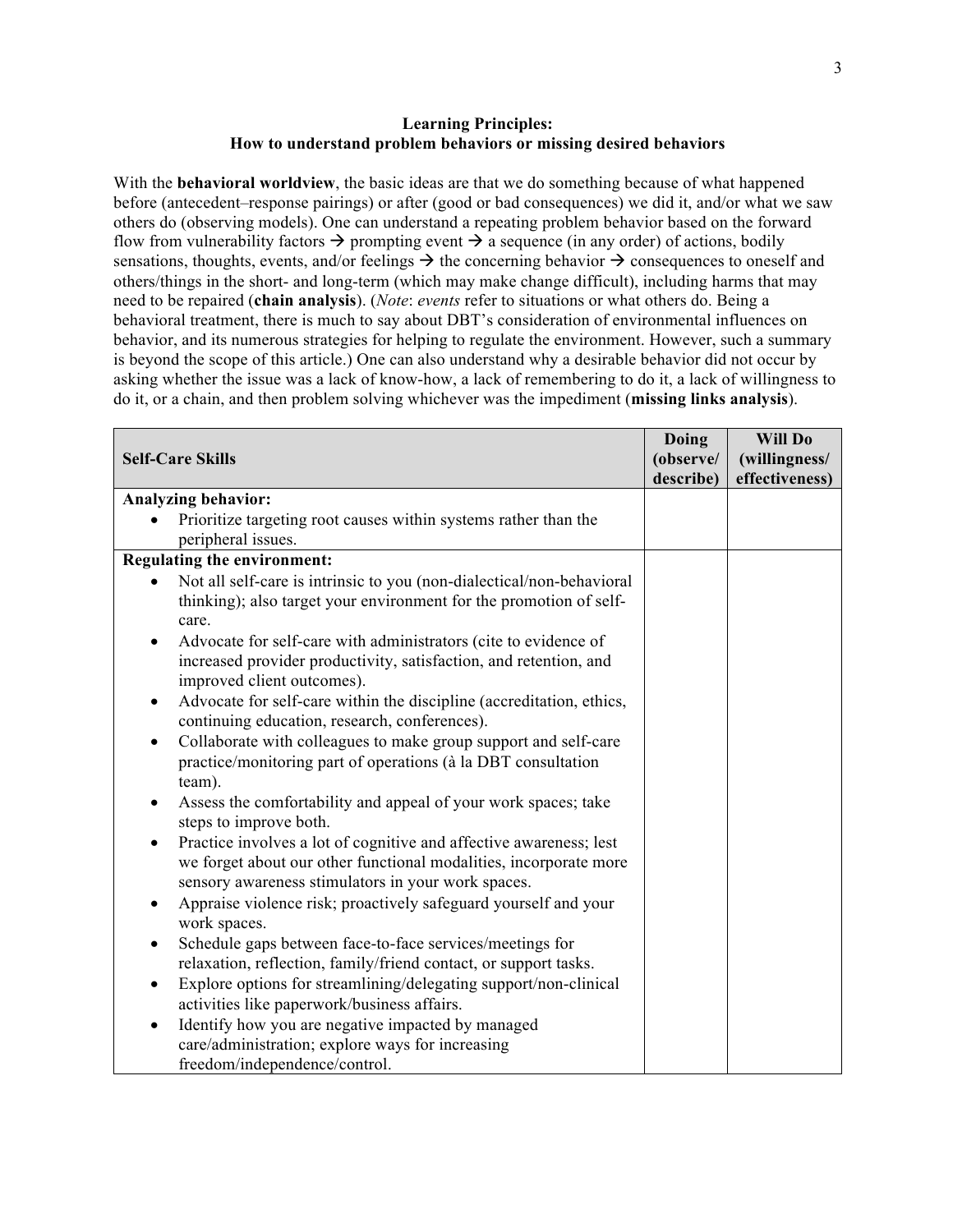### Learning Principles:
### How to understand problem behaviors or missing desired behaviors

With the **behavioral worldview**, the basic ideas are that we do something because of what happened before (antecedent–response pairings) or after (good or bad consequences) we did it, and/or what we saw others do (observing models). One can understand a repeating problem behavior based on the forward flow from vulnerability factors → prompting event → a sequence (in any order) of actions, bodily sensations, thoughts, events, and/or feelings → the concerning behavior → consequences to oneself and others/things in the short- and long-term (which may make change difficult), including harms that may need to be repaired (**chain analysis**). (*Note*: *events* refer to situations or what others do. Being a behavioral treatment, there is much to say about DBT's consideration of environmental influences on behavior, and its numerous strategies for helping to regulate the environment. However, such a summary is beyond the scope of this article.) One can also understand why a desirable behavior did not occur by asking whether the issue was a lack of know-how, a lack of remembering to do it, a lack of willingness to do it, or a chain, and then problem solving whichever was the impediment (**missing links analysis**).

| Self-Care Skills | Doing (observe/ describe) | Will Do (willingness/ effectiveness) |
|---|---|---|
| **Analyzing behavior:**<br>• Prioritize targeting root causes within systems rather than the peripheral issues. | | |
| **Regulating the environment:**<br>• Not all self-care is intrinsic to you (non-dialectical/non-behavioral thinking); also target your environment for the promotion of self-care.<br>• Advocate for self-care with administrators (cite to evidence of increased provider productivity, satisfaction, and retention, and improved client outcomes).<br>• Advocate for self-care within the discipline (accreditation, ethics, continuing education, research, conferences).<br>• Collaborate with colleagues to make group support and self-care practice/monitoring part of operations (à la DBT consultation team).<br>• Assess the comfortability and appeal of your work spaces; take steps to improve both.<br>• Practice involves a lot of cognitive and affective awareness; lest we forget about our other functional modalities, incorporate more sensory awareness stimulators in your work spaces.<br>• Appraise violence risk; proactively safeguard yourself and your work spaces.<br>• Schedule gaps between face-to-face services/meetings for relaxation, reflection, family/friend contact, or support tasks.<br>• Explore options for streamlining/delegating support/non-clinical activities like paperwork/business affairs.<br>• Identify how you are negative impacted by managed care/administration; explore ways for increasing freedom/independence/control. | | |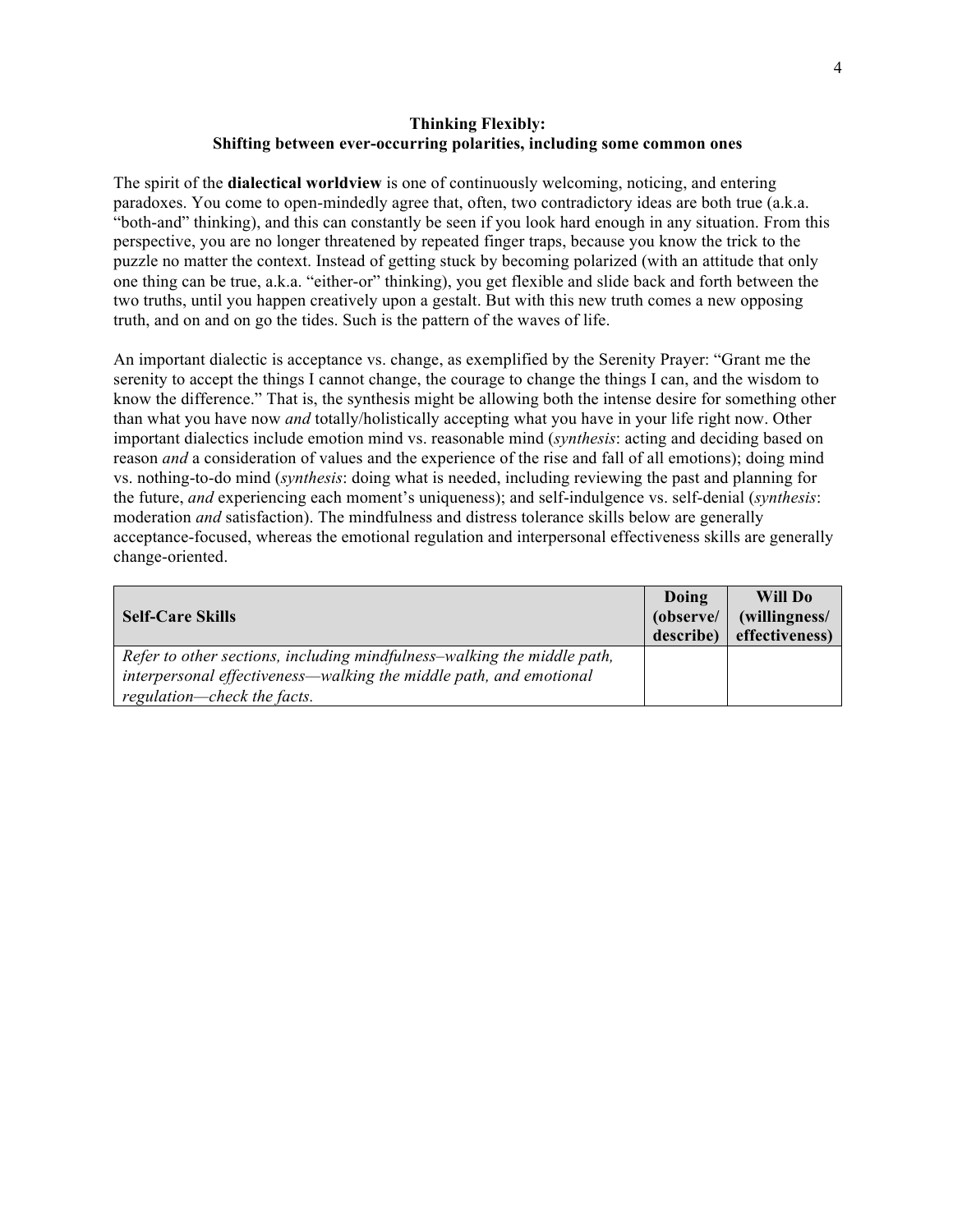## Thinking Flexibly:
## Shifting between ever-occurring polarities, including some common ones

The spirit of the **dialectical worldview** is one of continuously welcoming, noticing, and entering paradoxes. You come to open-mindedly agree that, often, two contradictory ideas are both true (a.k.a. "both-and" thinking), and this can constantly be seen if you look hard enough in any situation. From this perspective, you are no longer threatened by repeated finger traps, because you know the trick to the puzzle no matter the context. Instead of getting stuck by becoming polarized (with an attitude that only one thing can be true, a.k.a. "either-or" thinking), you get flexible and slide back and forth between the two truths, until you happen creatively upon a gestalt. But with this new truth comes a new opposing truth, and on and on go the tides. Such is the pattern of the waves of life.

An important dialectic is acceptance vs. change, as exemplified by the Serenity Prayer: "Grant me the serenity to accept the things I cannot change, the courage to change the things I can, and the wisdom to know the difference." That is, the synthesis might be allowing both the intense desire for something other than what you have now *and* totally/holistically accepting what you have in your life right now. Other important dialectics include emotion mind vs. reasonable mind (*synthesis*: acting and deciding based on reason *and* a consideration of values and the experience of the rise and fall of all emotions); doing mind vs. nothing-to-do mind (*synthesis*: doing what is needed, including reviewing the past and planning for the future, *and* experiencing each moment's uniqueness); and self-indulgence vs. self-denial (*synthesis*: moderation *and* satisfaction). The mindfulness and distress tolerance skills below are generally acceptance-focused, whereas the emotional regulation and interpersonal effectiveness skills are generally change-oriented.

| **Self-Care Skills** | **Doing (observe/ describe)** | **Will Do (willingness/ effectiveness)** |
|---|---|---|
| *Refer to other sections, including mindfulness–walking the middle path, interpersonal effectiveness—walking the middle path, and emotional regulation—check the facts.* | | |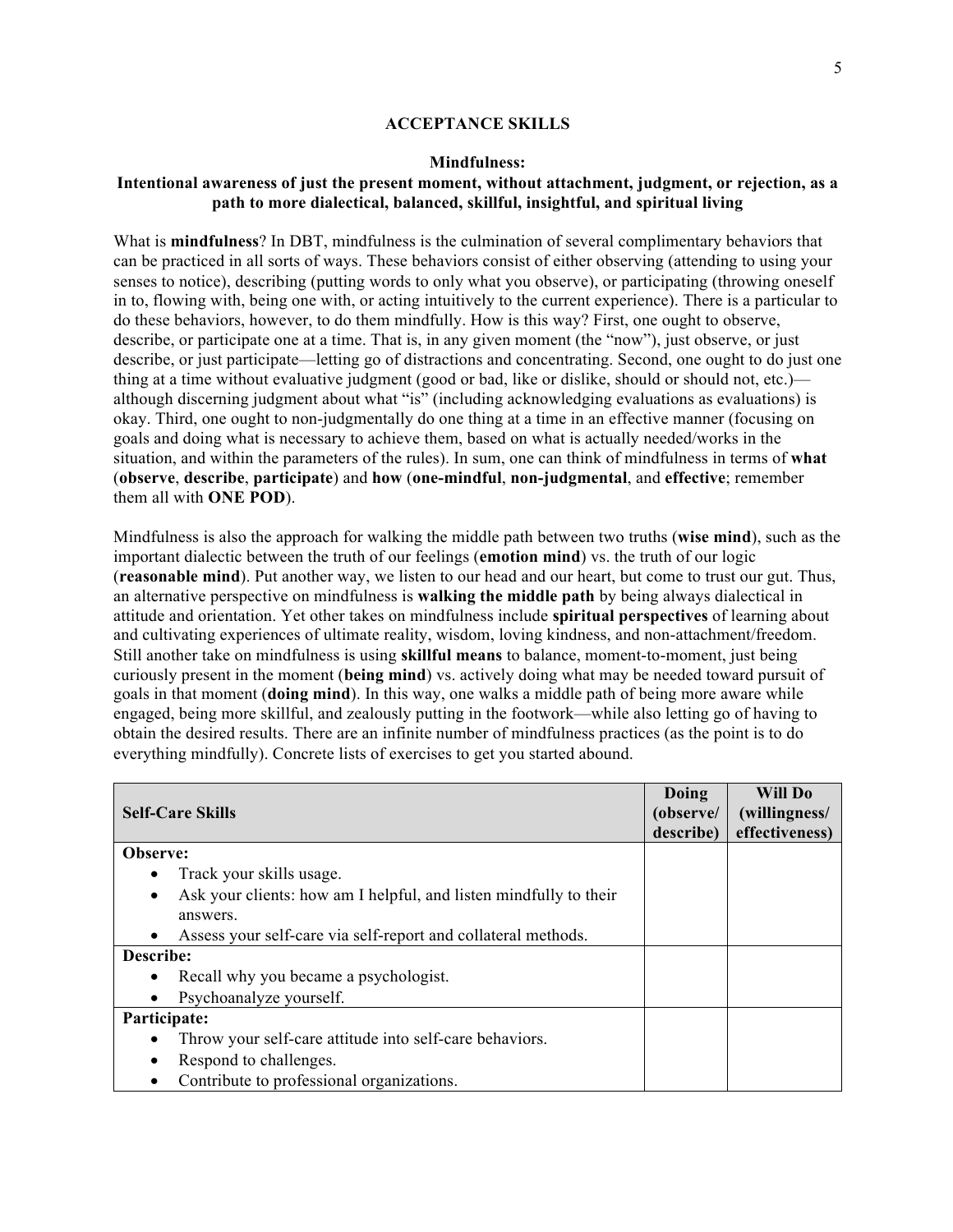## ACCEPTANCE SKILLS

### Mindfulness:
### Intentional awareness of just the present moment, without attachment, judgment, or rejection, as a path to more dialectical, balanced, skillful, insightful, and spiritual living

What is **mindfulness**? In DBT, mindfulness is the culmination of several complimentary behaviors that can be practiced in all sorts of ways. These behaviors consist of either observing (attending to using your senses to notice), describing (putting words to only what you observe), or participating (throwing oneself in to, flowing with, being one with, or acting intuitively to the current experience). There is a particular to do these behaviors, however, to do them mindfully. How is this way? First, one ought to observe, describe, or participate one at a time. That is, in any given moment (the "now"), just observe, or just describe, or just participate—letting go of distractions and concentrating. Second, one ought to do just one thing at a time without evaluative judgment (good or bad, like or dislike, should or should not, etc.)—although discerning judgment about what "is" (including acknowledging evaluations as evaluations) is okay. Third, one ought to non-judgmentally do one thing at a time in an effective manner (focusing on goals and doing what is necessary to achieve them, based on what is actually needed/works in the situation, and within the parameters of the rules). In sum, one can think of mindfulness in terms of **what** (**observe**, **describe**, **participate**) and **how** (**one-mindful**, **non-judgmental**, and **effective**; remember them all with **ONE POD**).

Mindfulness is also the approach for walking the middle path between two truths (**wise mind**), such as the important dialectic between the truth of our feelings (**emotion mind**) vs. the truth of our logic (**reasonable mind**). Put another way, we listen to our head and our heart, but come to trust our gut. Thus, an alternative perspective on mindfulness is **walking the middle path** by being always dialectical in attitude and orientation. Yet other takes on mindfulness include **spiritual perspectives** of learning about and cultivating experiences of ultimate reality, wisdom, loving kindness, and non-attachment/freedom. Still another take on mindfulness is using **skillful means** to balance, moment-to-moment, just being curiously present in the moment (**being mind**) vs. actively doing what may be needed toward pursuit of goals in that moment (**doing mind**). In this way, one walks a middle path of being more aware while engaged, being more skillful, and zealously putting in the footwork—while also letting go of having to obtain the desired results. There are an infinite number of mindfulness practices (as the point is to do everything mindfully). Concrete lists of exercises to get you started abound.

| Self-Care Skills | Doing (observe/ describe) | Will Do (willingness/ effectiveness) |
|---|---|---|
| **Observe:** <br> • Track your skills usage. <br> • Ask your clients: how am I helpful, and listen mindfully to their answers. <br> • Assess your self-care via self-report and collateral methods. | | |
| **Describe:** <br> • Recall why you became a psychologist. <br> • Psychoanalyze yourself. | | |
| **Participate:** <br> • Throw your self-care attitude into self-care behaviors. <br> • Respond to challenges. <br> • Contribute to professional organizations. | | |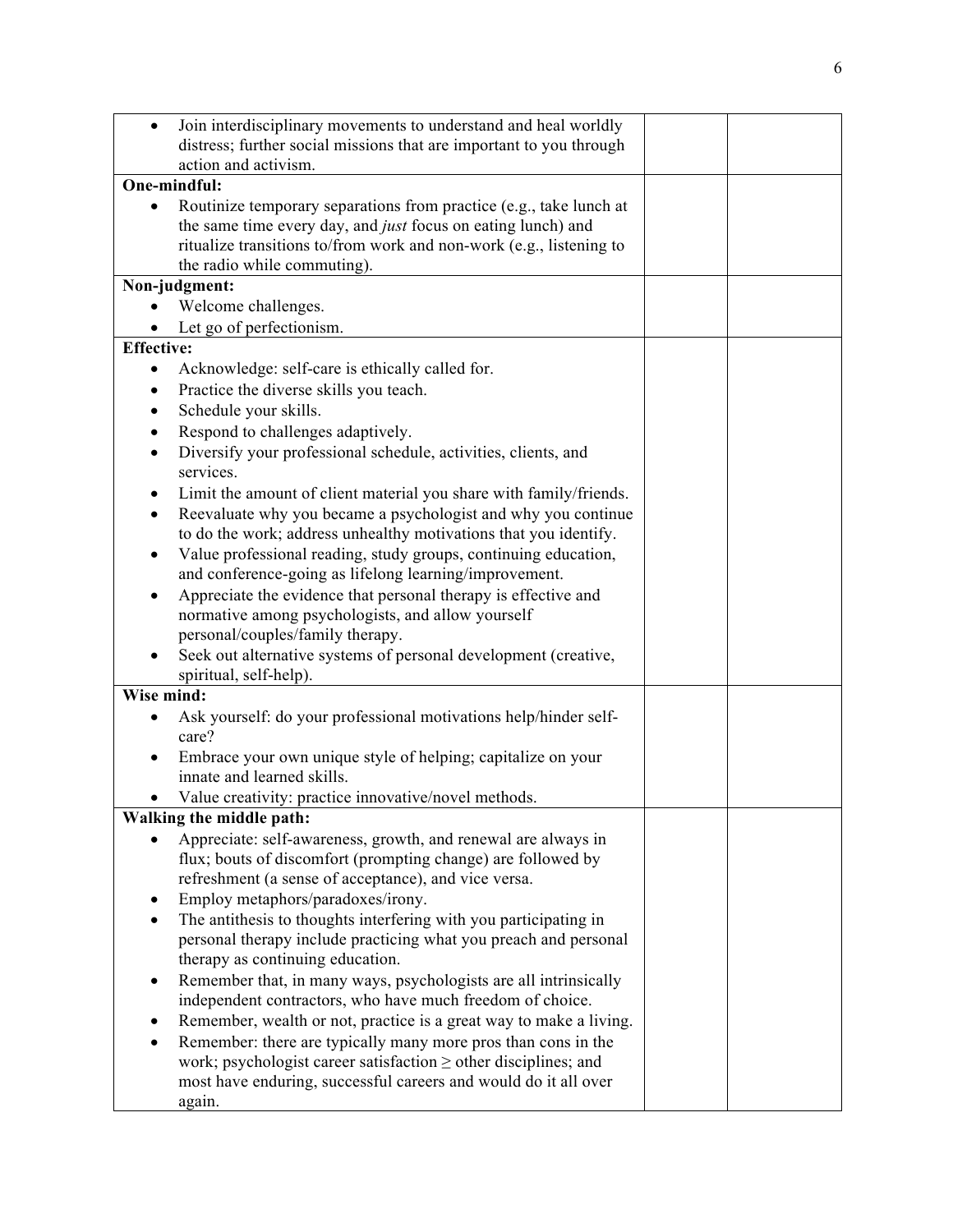| | | |
|---|---|---|
| • Join interdisciplinary movements to understand and heal worldly distress; further social missions that are important to you through action and activism. | | |
| **One-mindful:**<br>• Routinize temporary separations from practice (e.g., take lunch at the same time every day, and *just* focus on eating lunch) and ritualize transitions to/from work and non-work (e.g., listening to the radio while commuting). | | |
| **Non-judgment:**<br>• Welcome challenges.<br>• Let go of perfectionism. | | |
| **Effective:**<br>• Acknowledge: self-care is ethically called for.<br>• Practice the diverse skills you teach.<br>• Schedule your skills.<br>• Respond to challenges adaptively.<br>• Diversify your professional schedule, activities, clients, and services.<br>• Limit the amount of client material you share with family/friends.<br>• Reevaluate why you became a psychologist and why you continue to do the work; address unhealthy motivations that you identify.<br>• Value professional reading, study groups, continuing education, and conference-going as lifelong learning/improvement.<br>• Appreciate the evidence that personal therapy is effective and normative among psychologists, and allow yourself personal/couples/family therapy.<br>• Seek out alternative systems of personal development (creative, spiritual, self-help). | | |
| **Wise mind:**<br>• Ask yourself: do your professional motivations help/hinder self-care?<br>• Embrace your own unique style of helping; capitalize on your innate and learned skills.<br>• Value creativity: practice innovative/novel methods. | | |
| **Walking the middle path:**<br>• Appreciate: self-awareness, growth, and renewal are always in flux; bouts of discomfort (prompting change) are followed by refreshment (a sense of acceptance), and vice versa.<br>• Employ metaphors/paradoxes/irony.<br>• The antithesis to thoughts interfering with you participating in personal therapy include practicing what you preach and personal therapy as continuing education.<br>• Remember that, in many ways, psychologists are all intrinsically independent contractors, who have much freedom of choice.<br>• Remember, wealth or not, practice is a great way to make a living.<br>• Remember: there are typically many more pros than cons in the work; psychologist career satisfaction ≥ other disciplines; and most have enduring, successful careers and would do it all over again. | | |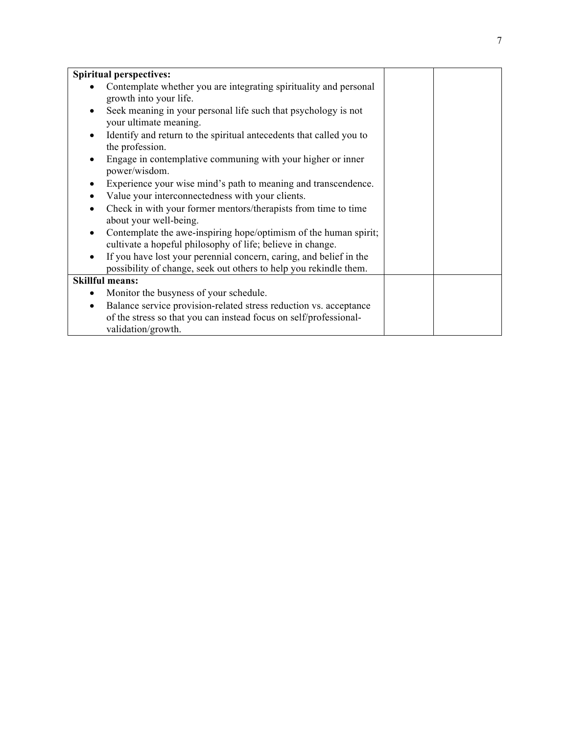| **Spiritual perspectives:**<br>• Contemplate whether you are integrating spirituality and personal growth into your life.<br>• Seek meaning in your personal life such that psychology is not your ultimate meaning.<br>• Identify and return to the spiritual antecedents that called you to the profession.<br>• Engage in contemplative communing with your higher or inner power/wisdom.<br>• Experience your wise mind's path to meaning and transcendence.<br>• Value your interconnectedness with your clients.<br>• Check in with your former mentors/therapists from time to time about your well-being.<br>• Contemplate the awe-inspiring hope/optimism of the human spirit; cultivate a hopeful philosophy of life; believe in change.<br>• If you have lost your perennial concern, caring, and belief in the possibility of change, seek out others to help you rekindle them. | | |
|---|---|---|
| **Skillful means:**<br>• Monitor the busyness of your schedule.<br>• Balance service provision-related stress reduction vs. acceptance of the stress so that you can instead focus on self/professional-validation/growth. | | |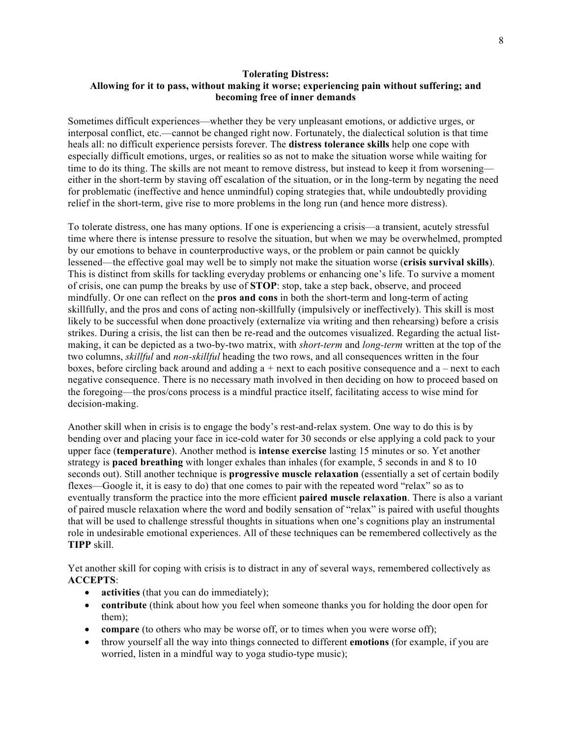**Tolerating Distress:**
**Allowing for it to pass, without making it worse; experiencing pain without suffering; and becoming free of inner demands**

Sometimes difficult experiences—whether they be very unpleasant emotions, or addictive urges, or interposal conflict, etc.—cannot be changed right now. Fortunately, the dialectical solution is that time heals all: no difficult experience persists forever. The **distress tolerance skills** help one cope with especially difficult emotions, urges, or realities so as not to make the situation worse while waiting for time to do its thing. The skills are not meant to remove distress, but instead to keep it from worsening—either in the short-term by staving off escalation of the situation, or in the long-term by negating the need for problematic (ineffective and hence unmindful) coping strategies that, while undoubtedly providing relief in the short-term, give rise to more problems in the long run (and hence more distress).

To tolerate distress, one has many options. If one is experiencing a crisis—a transient, acutely stressful time where there is intense pressure to resolve the situation, but when we may be overwhelmed, prompted by our emotions to behave in counterproductive ways, or the problem or pain cannot be quickly lessened—the effective goal may well be to simply not make the situation worse (**crisis survival skills**). This is distinct from skills for tackling everyday problems or enhancing one's life. To survive a moment of crisis, one can pump the breaks by use of **STOP**: stop, take a step back, observe, and proceed mindfully. Or one can reflect on the **pros and cons** in both the short-term and long-term of acting skillfully, and the pros and cons of acting non-skillfully (impulsively or ineffectively). This skill is most likely to be successful when done proactively (externalize via writing and then rehearsing) before a crisis strikes. During a crisis, the list can then be re-read and the outcomes visualized. Regarding the actual list-making, it can be depicted as a two-by-two matrix, with *short-term* and *long-term* written at the top of the two columns, *skillful* and *non-skillful* heading the two rows, and all consequences written in the four boxes, before circling back around and adding a + next to each positive consequence and a – next to each negative consequence. There is no necessary math involved in then deciding on how to proceed based on the foregoing—the pros/cons process is a mindful practice itself, facilitating access to wise mind for decision-making.

Another skill when in crisis is to engage the body's rest-and-relax system. One way to do this is by bending over and placing your face in ice-cold water for 30 seconds or else applying a cold pack to your upper face (**temperature**). Another method is **intense exercise** lasting 15 minutes or so. Yet another strategy is **paced breathing** with longer exhales than inhales (for example, 5 seconds in and 8 to 10 seconds out). Still another technique is **progressive muscle relaxation** (essentially a set of certain bodily flexes—Google it, it is easy to do) that one comes to pair with the repeated word "relax" so as to eventually transform the practice into the more efficient **paired muscle relaxation**. There is also a variant of paired muscle relaxation where the word and bodily sensation of "relax" is paired with useful thoughts that will be used to challenge stressful thoughts in situations when one's cognitions play an instrumental role in undesirable emotional experiences. All of these techniques can be remembered collectively as the **TIPP** skill.

Yet another skill for coping with crisis is to distract in any of several ways, remembered collectively as **ACCEPTS**:

- **activities** (that you can do immediately);
- **contribute** (think about how you feel when someone thanks you for holding the door open for them);
- **compare** (to others who may be worse off, or to times when you were worse off);
- throw yourself all the way into things connected to different **emotions** (for example, if you are worried, listen in a mindful way to yoga studio-type music);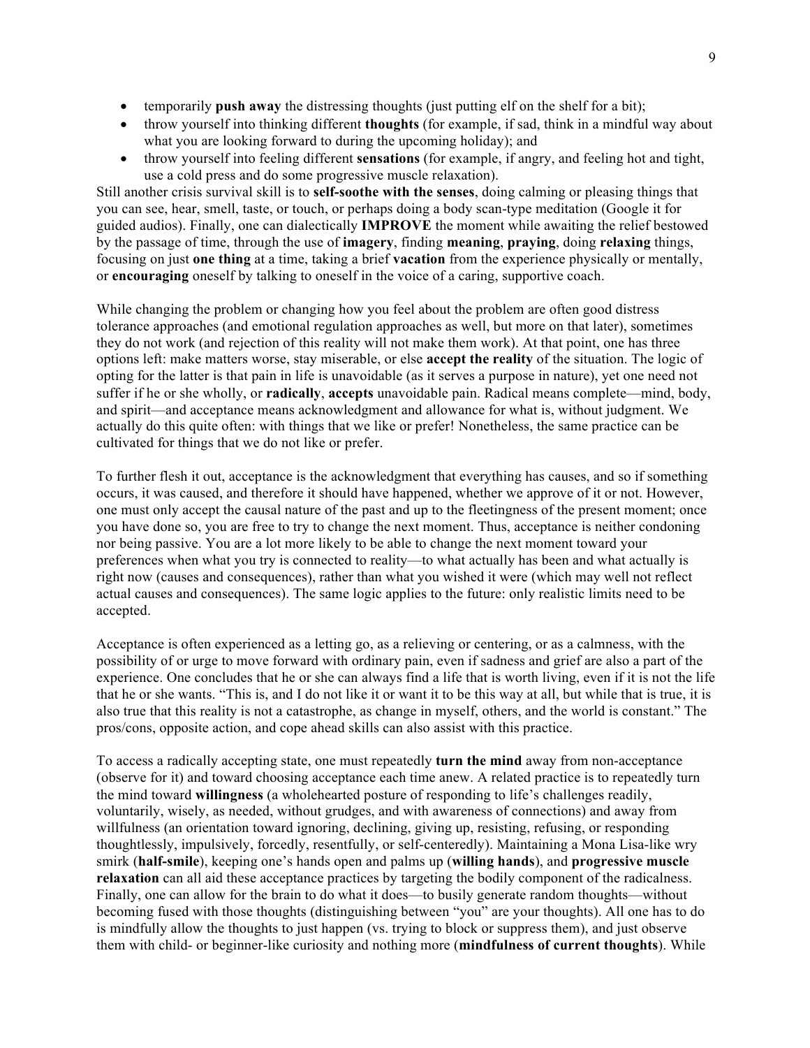- temporarily **push away** the distressing thoughts (just putting elf on the shelf for a bit);
- throw yourself into thinking different **thoughts** (for example, if sad, think in a mindful way about what you are looking forward to during the upcoming holiday); and
- throw yourself into feeling different **sensations** (for example, if angry, and feeling hot and tight, use a cold press and do some progressive muscle relaxation).

Still another crisis survival skill is to **self-soothe with the senses**, doing calming or pleasing things that you can see, hear, smell, taste, or touch, or perhaps doing a body scan-type meditation (Google it for guided audios). Finally, one can dialectically **IMPROVE** the moment while awaiting the relief bestowed by the passage of time, through the use of **imagery**, finding **meaning**, **praying**, doing **relaxing** things, focusing on just **one thing** at a time, taking a brief **vacation** from the experience physically or mentally, or **encouraging** oneself by talking to oneself in the voice of a caring, supportive coach.

While changing the problem or changing how you feel about the problem are often good distress tolerance approaches (and emotional regulation approaches as well, but more on that later), sometimes they do not work (and rejection of this reality will not make them work). At that point, one has three options left: make matters worse, stay miserable, or else **accept the reality** of the situation. The logic of opting for the latter is that pain in life is unavoidable (as it serves a purpose in nature), yet one need not suffer if he or she wholly, or **radically**, **accepts** unavoidable pain. Radical means complete—mind, body, and spirit—and acceptance means acknowledgment and allowance for what is, without judgment. We actually do this quite often: with things that we like or prefer! Nonetheless, the same practice can be cultivated for things that we do not like or prefer.

To further flesh it out, acceptance is the acknowledgment that everything has causes, and so if something occurs, it was caused, and therefore it should have happened, whether we approve of it or not. However, one must only accept the causal nature of the past and up to the fleetingness of the present moment; once you have done so, you are free to try to change the next moment. Thus, acceptance is neither condoning nor being passive. You are a lot more likely to be able to change the next moment toward your preferences when what you try is connected to reality—to what actually has been and what actually is right now (causes and consequences), rather than what you wished it were (which may well not reflect actual causes and consequences). The same logic applies to the future: only realistic limits need to be accepted.

Acceptance is often experienced as a letting go, as a relieving or centering, or as a calmness, with the possibility of or urge to move forward with ordinary pain, even if sadness and grief are also a part of the experience. One concludes that he or she can always find a life that is worth living, even if it is not the life that he or she wants. "This is, and I do not like it or want it to be this way at all, but while that is true, it is also true that this reality is not a catastrophe, as change in myself, others, and the world is constant." The pros/cons, opposite action, and cope ahead skills can also assist with this practice.

To access a radically accepting state, one must repeatedly **turn the mind** away from non-acceptance (observe for it) and toward choosing acceptance each time anew. A related practice is to repeatedly turn the mind toward **willingness** (a wholehearted posture of responding to life's challenges readily, voluntarily, wisely, as needed, without grudges, and with awareness of connections) and away from willfulness (an orientation toward ignoring, declining, giving up, resisting, refusing, or responding thoughtlessly, impulsively, forcedly, resentfully, or self-centeredly). Maintaining a Mona Lisa-like wry smirk (**half-smile**), keeping one's hands open and palms up (**willing hands**), and **progressive muscle relaxation** can all aid these acceptance practices by targeting the bodily component of the radicalness. Finally, one can allow for the brain to do what it does—to busily generate random thoughts—without becoming fused with those thoughts (distinguishing between "you" are your thoughts). All one has to do is mindfully allow the thoughts to just happen (vs. trying to block or suppress them), and just observe them with child- or beginner-like curiosity and nothing more (**mindfulness of current thoughts**). While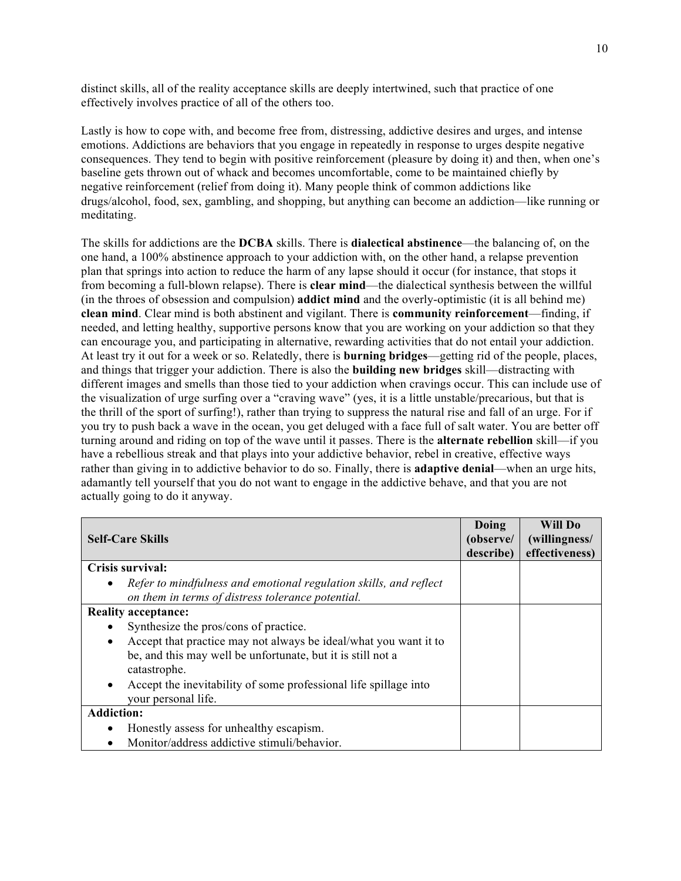distinct skills, all of the reality acceptance skills are deeply intertwined, such that practice of one effectively involves practice of all of the others too.

Lastly is how to cope with, and become free from, distressing, addictive desires and urges, and intense emotions. Addictions are behaviors that you engage in repeatedly in response to urges despite negative consequences. They tend to begin with positive reinforcement (pleasure by doing it) and then, when one's baseline gets thrown out of whack and becomes uncomfortable, come to be maintained chiefly by negative reinforcement (relief from doing it). Many people think of common addictions like drugs/alcohol, food, sex, gambling, and shopping, but anything can become an addiction—like running or meditating.

The skills for addictions are the **DCBA** skills. There is **dialectical abstinence**—the balancing of, on the one hand, a 100% abstinence approach to your addiction with, on the other hand, a relapse prevention plan that springs into action to reduce the harm of any lapse should it occur (for instance, that stops it from becoming a full-blown relapse). There is **clear mind**—the dialectical synthesis between the willful (in the throes of obsession and compulsion) **addict mind** and the overly-optimistic (it is all behind me) **clean mind**. Clear mind is both abstinent and vigilant. There is **community reinforcement**—finding, if needed, and letting healthy, supportive persons know that you are working on your addiction so that they can encourage you, and participating in alternative, rewarding activities that do not entail your addiction. At least try it out for a week or so. Relatedly, there is **burning bridges**—getting rid of the people, places, and things that trigger your addiction. There is also the **building new bridges** skill—distracting with different images and smells than those tied to your addiction when cravings occur. This can include use of the visualization of urge surfing over a "craving wave" (yes, it is a little unstable/precarious, but that is the thrill of the sport of surfing!), rather than trying to suppress the natural rise and fall of an urge. For if you try to push back a wave in the ocean, you get deluged with a face full of salt water. You are better off turning around and riding on top of the wave until it passes. There is the **alternate rebellion** skill—if you have a rebellious streak and that plays into your addictive behavior, rebel in creative, effective ways rather than giving in to addictive behavior to do so. Finally, there is **adaptive denial**—when an urge hits, adamantly tell yourself that you do not want to engage in the addictive behave, and that you are not actually going to do it anyway.

| **Self-Care Skills** | **Doing (observe/ describe)** | **Will Do (willingness/ effectiveness)** |
|---|---|---|
| **Crisis survival:**<br>• *Refer to mindfulness and emotional regulation skills, and reflect on them in terms of distress tolerance potential.* | | |
| **Reality acceptance:**<br>• Synthesize the pros/cons of practice.<br>• Accept that practice may not always be ideal/what you want it to be, and this may well be unfortunate, but it is still not a catastrophe.<br>• Accept the inevitability of some professional life spillage into your personal life. | | |
| **Addiction:**<br>• Honestly assess for unhealthy escapism.<br>• Monitor/address addictive stimuli/behavior. | | |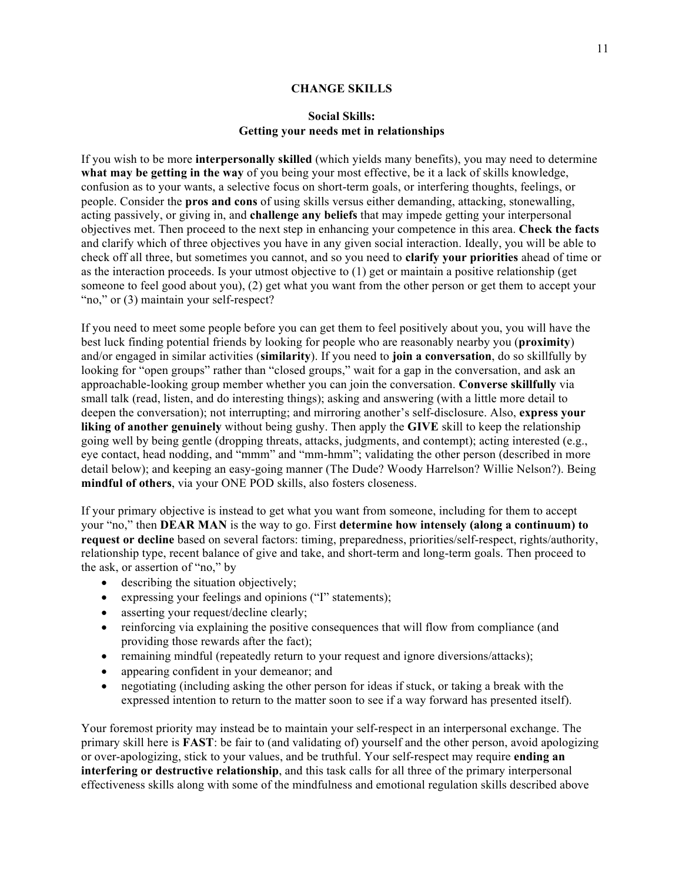## CHANGE SKILLS

### Social Skills: Getting your needs met in relationships

If you wish to be more **interpersonally skilled** (which yields many benefits), you may need to determine **what may be getting in the way** of you being your most effective, be it a lack of skills knowledge, confusion as to your wants, a selective focus on short-term goals, or interfering thoughts, feelings, or people. Consider the **pros and cons** of using skills versus either demanding, attacking, stonewalling, acting passively, or giving in, and **challenge any beliefs** that may impede getting your interpersonal objectives met. Then proceed to the next step in enhancing your competence in this area. **Check the facts** and clarify which of three objectives you have in any given social interaction. Ideally, you will be able to check off all three, but sometimes you cannot, and so you need to **clarify your priorities** ahead of time or as the interaction proceeds. Is your utmost objective to (1) get or maintain a positive relationship (get someone to feel good about you), (2) get what you want from the other person or get them to accept your "no," or (3) maintain your self-respect?

If you need to meet some people before you can get them to feel positively about you, you will have the best luck finding potential friends by looking for people who are reasonably nearby you (**proximity**) and/or engaged in similar activities (**similarity**). If you need to **join a conversation**, do so skillfully by looking for "open groups" rather than "closed groups," wait for a gap in the conversation, and ask an approachable-looking group member whether you can join the conversation. **Converse skillfully** via small talk (read, listen, and do interesting things); asking and answering (with a little more detail to deepen the conversation); not interrupting; and mirroring another's self-disclosure. Also, **express your liking of another genuinely** without being gushy. Then apply the **GIVE** skill to keep the relationship going well by being gentle (dropping threats, attacks, judgments, and contempt); acting interested (e.g., eye contact, head nodding, and "mmm" and "mm-hmm"; validating the other person (described in more detail below); and keeping an easy-going manner (The Dude? Woody Harrelson? Willie Nelson?). Being **mindful of others**, via your ONE POD skills, also fosters closeness.

If your primary objective is instead to get what you want from someone, including for them to accept your "no," then **DEAR MAN** is the way to go. First **determine how intensely (along a continuum) to request or decline** based on several factors: timing, preparedness, priorities/self-respect, rights/authority, relationship type, recent balance of give and take, and short-term and long-term goals. Then proceed to the ask, or assertion of "no," by

- describing the situation objectively;
- expressing your feelings and opinions ("I" statements);
- asserting your request/decline clearly;
- reinforcing via explaining the positive consequences that will flow from compliance (and providing those rewards after the fact);
- remaining mindful (repeatedly return to your request and ignore diversions/attacks);
- appearing confident in your demeanor; and
- negotiating (including asking the other person for ideas if stuck, or taking a break with the expressed intention to return to the matter soon to see if a way forward has presented itself).

Your foremost priority may instead be to maintain your self-respect in an interpersonal exchange. The primary skill here is **FAST**: be fair to (and validating of) yourself and the other person, avoid apologizing or over-apologizing, stick to your values, and be truthful. Your self-respect may require **ending an interfering or destructive relationship**, and this task calls for all three of the primary interpersonal effectiveness skills along with some of the mindfulness and emotional regulation skills described above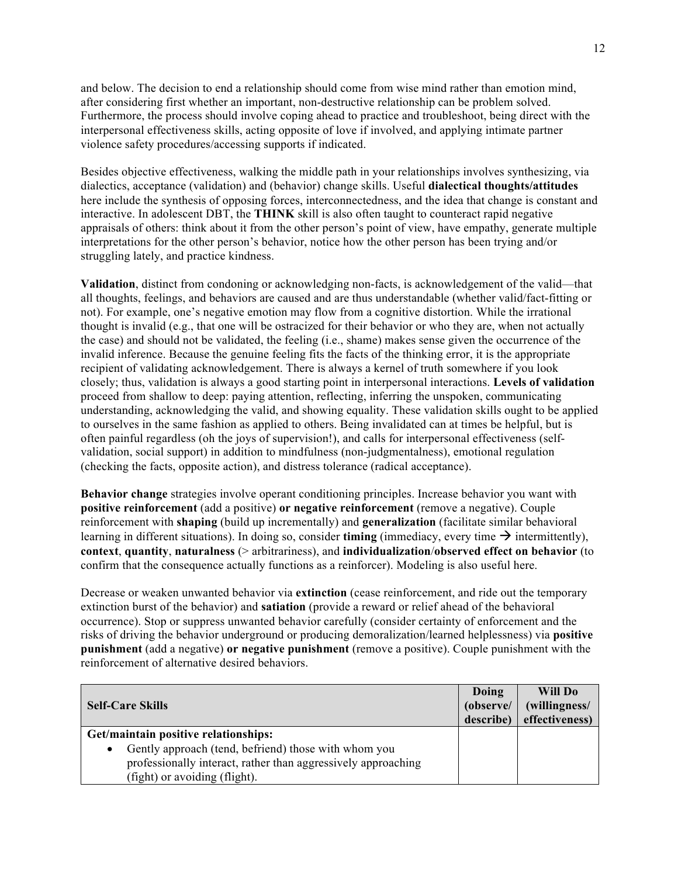and below. The decision to end a relationship should come from wise mind rather than emotion mind, after considering first whether an important, non-destructive relationship can be problem solved. Furthermore, the process should involve coping ahead to practice and troubleshoot, being direct with the interpersonal effectiveness skills, acting opposite of love if involved, and applying intimate partner violence safety procedures/accessing supports if indicated.

Besides objective effectiveness, walking the middle path in your relationships involves synthesizing, via dialectics, acceptance (validation) and (behavior) change skills. Useful **dialectical thoughts/attitudes** here include the synthesis of opposing forces, interconnectedness, and the idea that change is constant and interactive. In adolescent DBT, the **THINK** skill is also often taught to counteract rapid negative appraisals of others: think about it from the other person's point of view, have empathy, generate multiple interpretations for the other person's behavior, notice how the other person has been trying and/or struggling lately, and practice kindness.

**Validation**, distinct from condoning or acknowledging non-facts, is acknowledgement of the valid—that all thoughts, feelings, and behaviors are caused and are thus understandable (whether valid/fact-fitting or not). For example, one's negative emotion may flow from a cognitive distortion. While the irrational thought is invalid (e.g., that one will be ostracized for their behavior or who they are, when not actually the case) and should not be validated, the feeling (i.e., shame) makes sense given the occurrence of the invalid inference. Because the genuine feeling fits the facts of the thinking error, it is the appropriate recipient of validating acknowledgement. There is always a kernel of truth somewhere if you look closely; thus, validation is always a good starting point in interpersonal interactions. **Levels of validation** proceed from shallow to deep: paying attention, reflecting, inferring the unspoken, communicating understanding, acknowledging the valid, and showing equality. These validation skills ought to be applied to ourselves in the same fashion as applied to others. Being invalidated can at times be helpful, but is often painful regardless (oh the joys of supervision!), and calls for interpersonal effectiveness (self-validation, social support) in addition to mindfulness (non-judgmentalness), emotional regulation (checking the facts, opposite action), and distress tolerance (radical acceptance).

**Behavior change** strategies involve operant conditioning principles. Increase behavior you want with **positive reinforcement** (add a positive) **or negative reinforcement** (remove a negative). Couple reinforcement with **shaping** (build up incrementally) and **generalization** (facilitate similar behavioral learning in different situations). In doing so, consider **timing** (immediacy, every time → intermittently), **context**, **quantity**, **naturalness** (> arbitrariness), and **individualization**/**observed effect on behavior** (to confirm that the consequence actually functions as a reinforcer). Modeling is also useful here.

Decrease or weaken unwanted behavior via **extinction** (cease reinforcement, and ride out the temporary extinction burst of the behavior) and **satiation** (provide a reward or relief ahead of the behavioral occurrence). Stop or suppress unwanted behavior carefully (consider certainty of enforcement and the risks of driving the behavior underground or producing demoralization/learned helplessness) via **positive punishment** (add a negative) **or negative punishment** (remove a positive). Couple punishment with the reinforcement of alternative desired behaviors.

| **Self-Care Skills** | **Doing (observe/ describe)** | **Will Do (willingness/ effectiveness)** |
|---|---|---|
| **Get/maintain positive relationships:**<br>• Gently approach (tend, befriend) those with whom you professionally interact, rather than aggressively approaching (fight) or avoiding (flight). | | |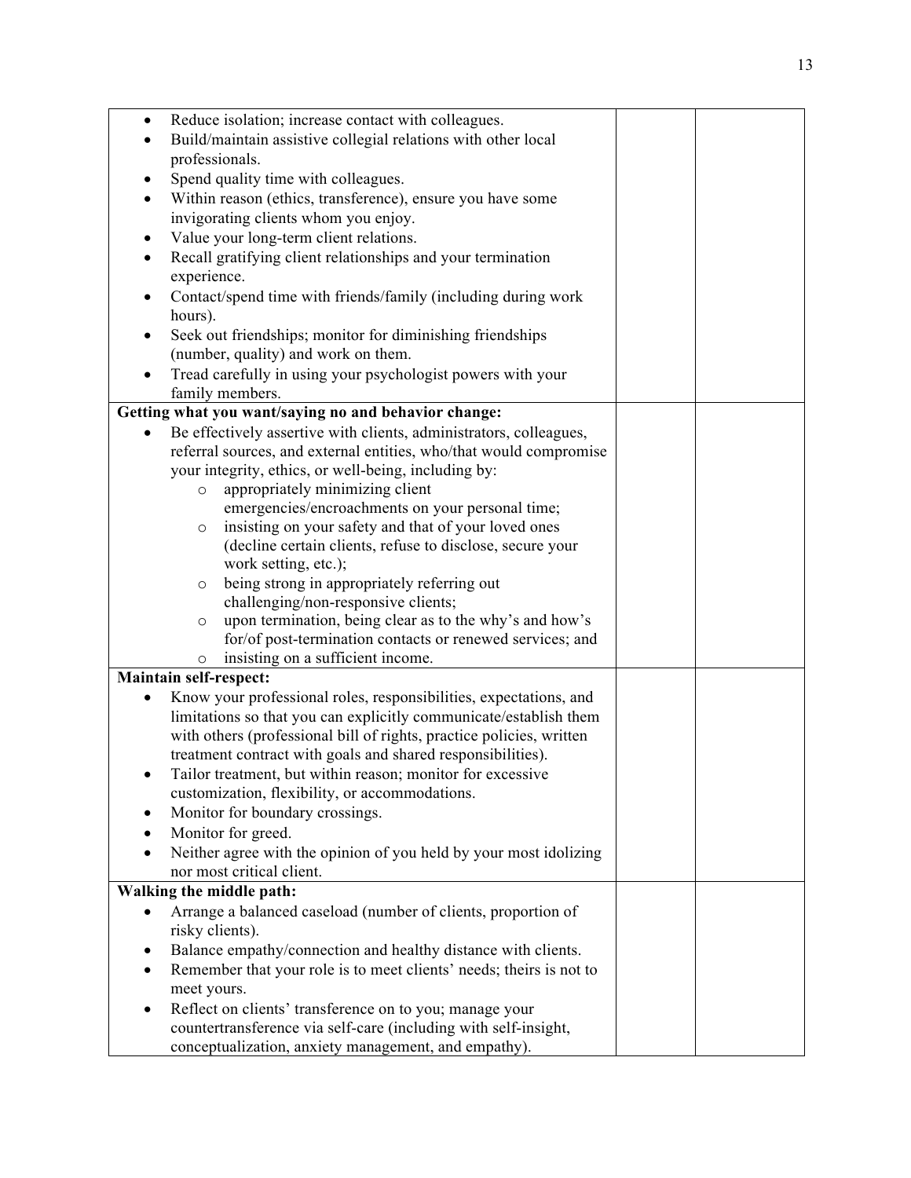| | | |
|---|---|---|
| • Reduce isolation; increase contact with colleagues.<br>• Build/maintain assistive collegial relations with other local professionals.<br>• Spend quality time with colleagues.<br>• Within reason (ethics, transference), ensure you have some invigorating clients whom you enjoy.<br>• Value your long-term client relations.<br>• Recall gratifying client relationships and your termination experience.<br>• Contact/spend time with friends/family (including during work hours).<br>• Seek out friendships; monitor for diminishing friendships (number, quality) and work on them.<br>• Tread carefully in using your psychologist powers with your family members. | | |
| **Getting what you want/saying no and behavior change:**<br>• Be effectively assertive with clients, administrators, colleagues, referral sources, and external entities, who/that would compromise your integrity, ethics, or well-being, including by:<br>&nbsp;&nbsp;&nbsp;&nbsp;○ appropriately minimizing client emergencies/encroachments on your personal time;<br>&nbsp;&nbsp;&nbsp;&nbsp;○ insisting on your safety and that of your loved ones (decline certain clients, refuse to disclose, secure your work setting, etc.);<br>&nbsp;&nbsp;&nbsp;&nbsp;○ being strong in appropriately referring out challenging/non-responsive clients;<br>&nbsp;&nbsp;&nbsp;&nbsp;○ upon termination, being clear as to the why's and how's for/of post-termination contacts or renewed services; and<br>&nbsp;&nbsp;&nbsp;&nbsp;○ insisting on a sufficient income. | | |
| **Maintain self-respect:**<br>• Know your professional roles, responsibilities, expectations, and limitations so that you can explicitly communicate/establish them with others (professional bill of rights, practice policies, written treatment contract with goals and shared responsibilities).<br>• Tailor treatment, but within reason; monitor for excessive customization, flexibility, or accommodations.<br>• Monitor for boundary crossings.<br>• Monitor for greed.<br>• Neither agree with the opinion of you held by your most idolizing nor most critical client. | | |
| **Walking the middle path:**<br>• Arrange a balanced caseload (number of clients, proportion of risky clients).<br>• Balance empathy/connection and healthy distance with clients.<br>• Remember that your role is to meet clients' needs; theirs is not to meet yours.<br>• Reflect on clients' transference on to you; manage your countertransference via self-care (including with self-insight, conceptualization, anxiety management, and empathy). | | |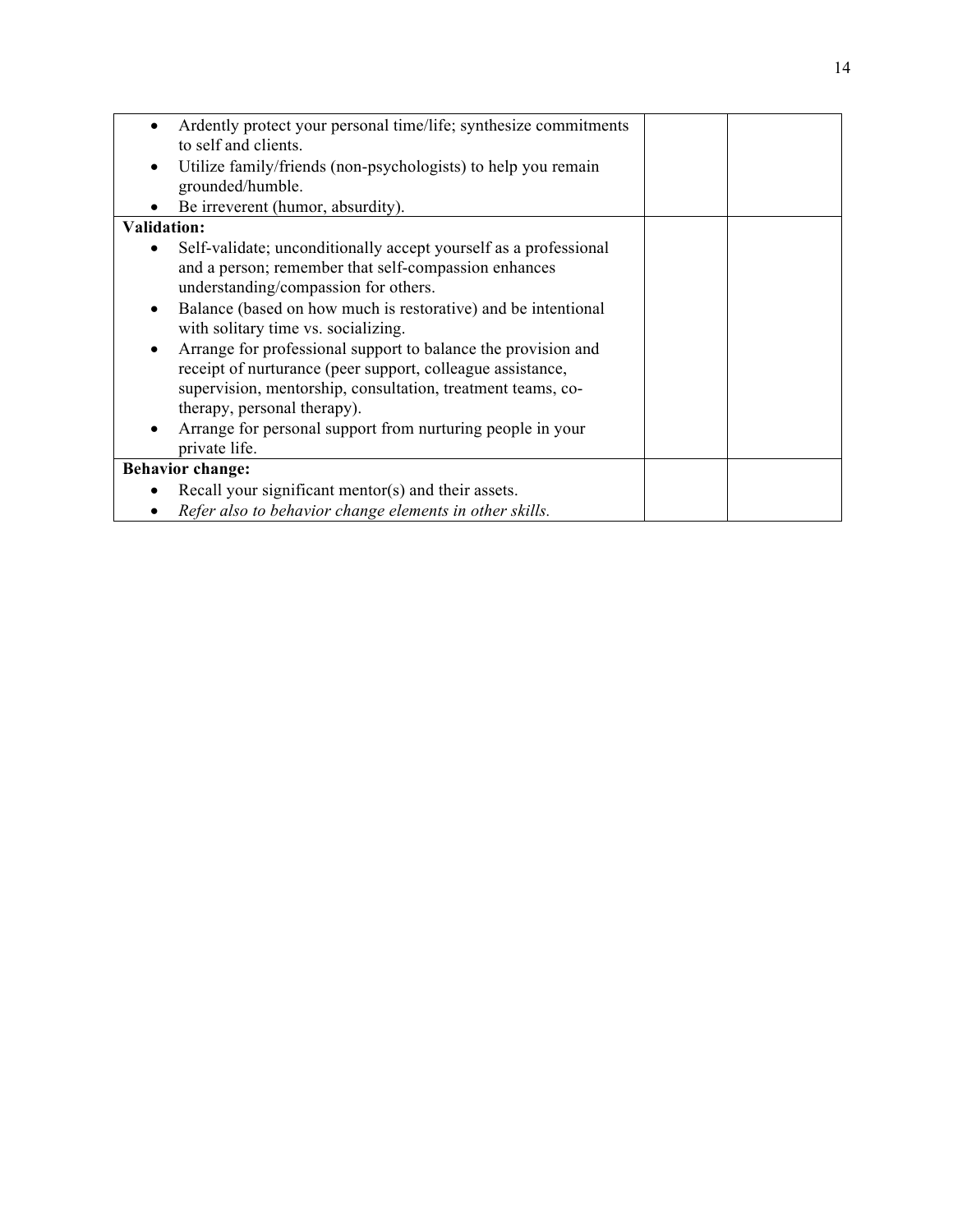| | | |
|---|---|---|
| • Ardently protect your personal time/life; synthesize commitments to self and clients.<br>• Utilize family/friends (non-psychologists) to help you remain grounded/humble.<br>• Be irreverent (humor, absurdity). | | |
| **Validation:**<br>• Self-validate; unconditionally accept yourself as a professional and a person; remember that self-compassion enhances understanding/compassion for others.<br>• Balance (based on how much is restorative) and be intentional with solitary time vs. socializing.<br>• Arrange for professional support to balance the provision and receipt of nurturance (peer support, colleague assistance, supervision, mentorship, consultation, treatment teams, co-therapy, personal therapy).<br>• Arrange for personal support from nurturing people in your private life. | | |
| **Behavior change:**<br>• Recall your significant mentor(s) and their assets.<br>• *Refer also to behavior change elements in other skills.* | | |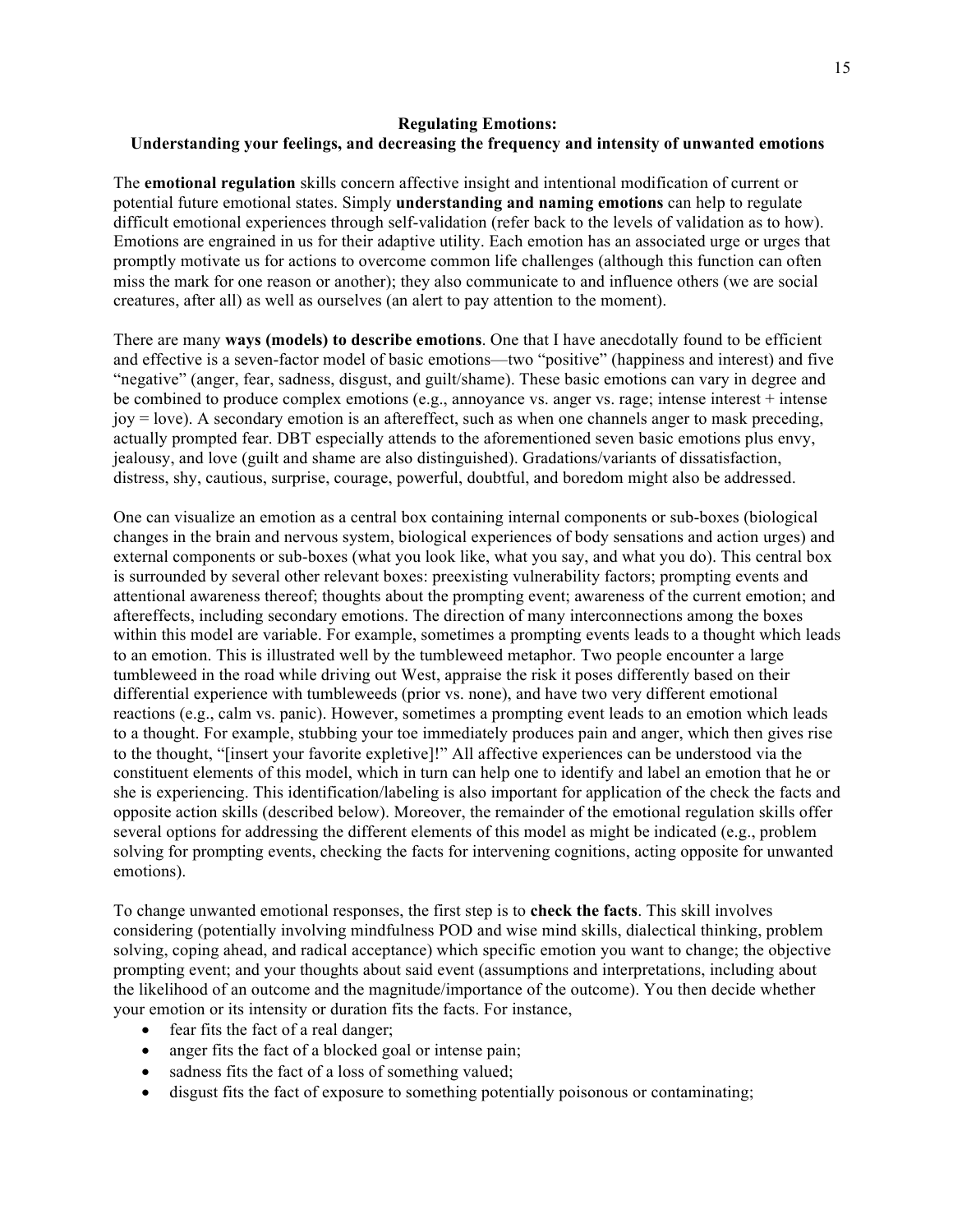**Regulating Emotions:**
**Understanding your feelings, and decreasing the frequency and intensity of unwanted emotions**

The **emotional regulation** skills concern affective insight and intentional modification of current or potential future emotional states. Simply **understanding and naming emotions** can help to regulate difficult emotional experiences through self-validation (refer back to the levels of validation as to how). Emotions are engrained in us for their adaptive utility. Each emotion has an associated urge or urges that promptly motivate us for actions to overcome common life challenges (although this function can often miss the mark for one reason or another); they also communicate to and influence others (we are social creatures, after all) as well as ourselves (an alert to pay attention to the moment).

There are many **ways (models) to describe emotions**. One that I have anecdotally found to be efficient and effective is a seven-factor model of basic emotions—two "positive" (happiness and interest) and five "negative" (anger, fear, sadness, disgust, and guilt/shame). These basic emotions can vary in degree and be combined to produce complex emotions (e.g., annoyance vs. anger vs. rage; intense interest + intense joy = love). A secondary emotion is an aftereffect, such as when one channels anger to mask preceding, actually prompted fear. DBT especially attends to the aforementioned seven basic emotions plus envy, jealousy, and love (guilt and shame are also distinguished). Gradations/variants of dissatisfaction, distress, shy, cautious, surprise, courage, powerful, doubtful, and boredom might also be addressed.

One can visualize an emotion as a central box containing internal components or sub-boxes (biological changes in the brain and nervous system, biological experiences of body sensations and action urges) and external components or sub-boxes (what you look like, what you say, and what you do). This central box is surrounded by several other relevant boxes: preexisting vulnerability factors; prompting events and attentional awareness thereof; thoughts about the prompting event; awareness of the current emotion; and aftereffects, including secondary emotions. The direction of many interconnections among the boxes within this model are variable. For example, sometimes a prompting events leads to a thought which leads to an emotion. This is illustrated well by the tumbleweed metaphor. Two people encounter a large tumbleweed in the road while driving out West, appraise the risk it poses differently based on their differential experience with tumbleweeds (prior vs. none), and have two very different emotional reactions (e.g., calm vs. panic). However, sometimes a prompting event leads to an emotion which leads to a thought. For example, stubbing your toe immediately produces pain and anger, which then gives rise to the thought, "[insert your favorite expletive]!" All affective experiences can be understood via the constituent elements of this model, which in turn can help one to identify and label an emotion that he or she is experiencing. This identification/labeling is also important for application of the check the facts and opposite action skills (described below). Moreover, the remainder of the emotional regulation skills offer several options for addressing the different elements of this model as might be indicated (e.g., problem solving for prompting events, checking the facts for intervening cognitions, acting opposite for unwanted emotions).

To change unwanted emotional responses, the first step is to **check the facts**. This skill involves considering (potentially involving mindfulness POD and wise mind skills, dialectical thinking, problem solving, coping ahead, and radical acceptance) which specific emotion you want to change; the objective prompting event; and your thoughts about said event (assumptions and interpretations, including about the likelihood of an outcome and the magnitude/importance of the outcome). You then decide whether your emotion or its intensity or duration fits the facts. For instance,

- fear fits the fact of a real danger;
- anger fits the fact of a blocked goal or intense pain;
- sadness fits the fact of a loss of something valued;
- disgust fits the fact of exposure to something potentially poisonous or contaminating;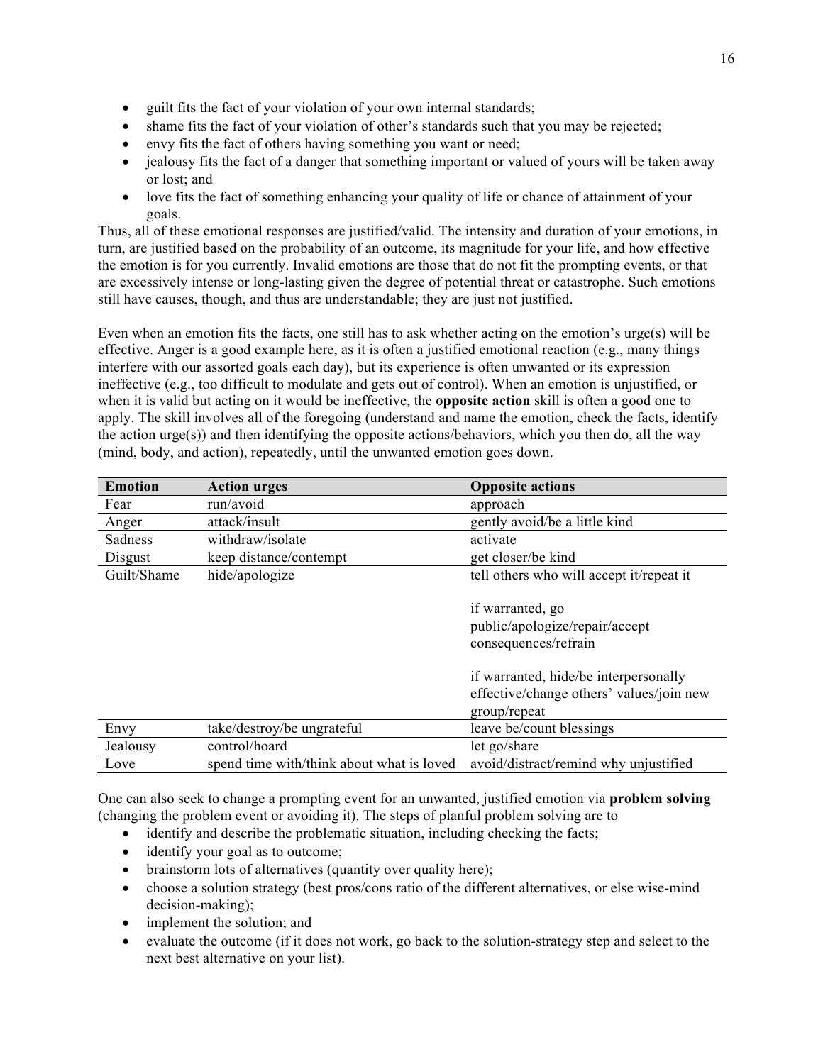- guilt fits the fact of your violation of your own internal standards;
- shame fits the fact of your violation of other's standards such that you may be rejected;
- envy fits the fact of others having something you want or need;
- jealousy fits the fact of a danger that something important or valued of yours will be taken away or lost; and
- love fits the fact of something enhancing your quality of life or chance of attainment of your goals.

Thus, all of these emotional responses are justified/valid. The intensity and duration of your emotions, in turn, are justified based on the probability of an outcome, its magnitude for your life, and how effective the emotion is for you currently. Invalid emotions are those that do not fit the prompting events, or that are excessively intense or long-lasting given the degree of potential threat or catastrophe. Such emotions still have causes, though, and thus are understandable; they are just not justified.

Even when an emotion fits the facts, one still has to ask whether acting on the emotion's urge(s) will be effective. Anger is a good example here, as it is often a justified emotional reaction (e.g., many things interfere with our assorted goals each day), but its experience is often unwanted or its expression ineffective (e.g., too difficult to modulate and gets out of control). When an emotion is unjustified, or when it is valid but acting on it would be ineffective, the **opposite action** skill is often a good one to apply. The skill involves all of the foregoing (understand and name the emotion, check the facts, identify the action urge(s)) and then identifying the opposite actions/behaviors, which you then do, all the way (mind, body, and action), repeatedly, until the unwanted emotion goes down.

| Emotion | Action urges | Opposite actions |
|---|---|---|
| Fear | run/avoid | approach |
| Anger | attack/insult | gently avoid/be a little kind |
| Sadness | withdraw/isolate | activate |
| Disgust | keep distance/contempt | get closer/be kind |
| Guilt/Shame | hide/apologize | tell others who will accept it/repeat it<br><br>if warranted, go public/apologize/repair/accept consequences/refrain<br><br>if warranted, hide/be interpersonally effective/change others' values/join new group/repeat |
| Envy | take/destroy/be ungrateful | leave be/count blessings |
| Jealousy | control/hoard | let go/share |
| Love | spend time with/think about what is loved | avoid/distract/remind why unjustified |

One can also seek to change a prompting event for an unwanted, justified emotion via **problem solving** (changing the problem event or avoiding it). The steps of planful problem solving are to

- identify and describe the problematic situation, including checking the facts;
- identify your goal as to outcome;
- brainstorm lots of alternatives (quantity over quality here);
- choose a solution strategy (best pros/cons ratio of the different alternatives, or else wise-mind decision-making);
- implement the solution; and
- evaluate the outcome (if it does not work, go back to the solution-strategy step and select to the next best alternative on your list).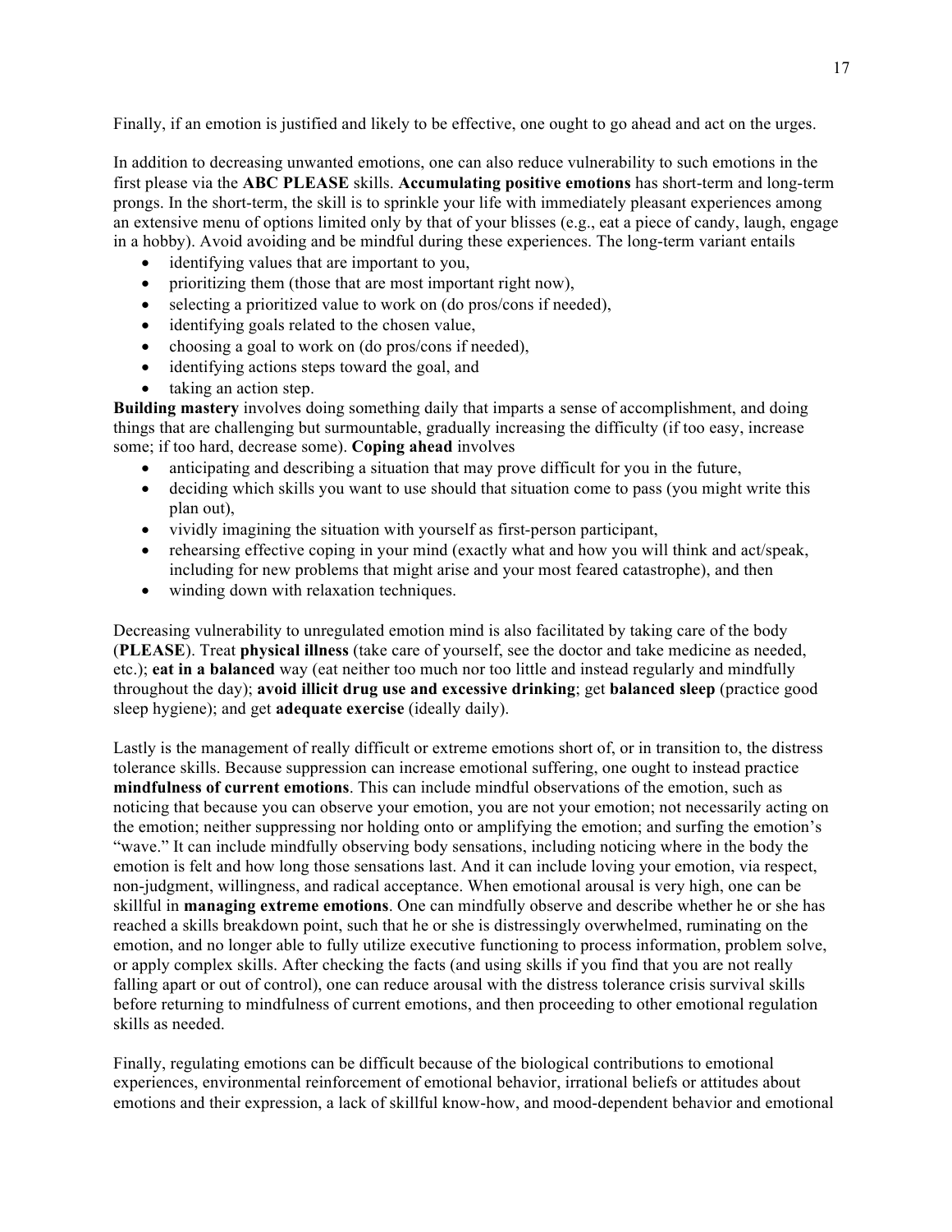Finally, if an emotion is justified and likely to be effective, one ought to go ahead and act on the urges.

In addition to decreasing unwanted emotions, one can also reduce vulnerability to such emotions in the first please via the **ABC PLEASE** skills. **Accumulating positive emotions** has short-term and long-term prongs. In the short-term, the skill is to sprinkle your life with immediately pleasant experiences among an extensive menu of options limited only by that of your blisses (e.g., eat a piece of candy, laugh, engage in a hobby). Avoid avoiding and be mindful during these experiences. The long-term variant entails

- identifying values that are important to you,
- prioritizing them (those that are most important right now),
- selecting a prioritized value to work on (do pros/cons if needed),
- identifying goals related to the chosen value,
- choosing a goal to work on (do pros/cons if needed),
- identifying actions steps toward the goal, and
- taking an action step.

**Building mastery** involves doing something daily that imparts a sense of accomplishment, and doing things that are challenging but surmountable, gradually increasing the difficulty (if too easy, increase some; if too hard, decrease some). **Coping ahead** involves

- anticipating and describing a situation that may prove difficult for you in the future,
- deciding which skills you want to use should that situation come to pass (you might write this plan out),
- vividly imagining the situation with yourself as first-person participant,
- rehearsing effective coping in your mind (exactly what and how you will think and act/speak, including for new problems that might arise and your most feared catastrophe), and then
- winding down with relaxation techniques.

Decreasing vulnerability to unregulated emotion mind is also facilitated by taking care of the body (**PLEASE**). Treat **physical illness** (take care of yourself, see the doctor and take medicine as needed, etc.); **eat in a balanced** way (eat neither too much nor too little and instead regularly and mindfully throughout the day); **avoid illicit drug use and excessive drinking**; get **balanced sleep** (practice good sleep hygiene); and get **adequate exercise** (ideally daily).

Lastly is the management of really difficult or extreme emotions short of, or in transition to, the distress tolerance skills. Because suppression can increase emotional suffering, one ought to instead practice **mindfulness of current emotions**. This can include mindful observations of the emotion, such as noticing that because you can observe your emotion, you are not your emotion; not necessarily acting on the emotion; neither suppressing nor holding onto or amplifying the emotion; and surfing the emotion's "wave." It can include mindfully observing body sensations, including noticing where in the body the emotion is felt and how long those sensations last. And it can include loving your emotion, via respect, non-judgment, willingness, and radical acceptance. When emotional arousal is very high, one can be skillful in **managing extreme emotions**. One can mindfully observe and describe whether he or she has reached a skills breakdown point, such that he or she is distressingly overwhelmed, ruminating on the emotion, and no longer able to fully utilize executive functioning to process information, problem solve, or apply complex skills. After checking the facts (and using skills if you find that you are not really falling apart or out of control), one can reduce arousal with the distress tolerance crisis survival skills before returning to mindfulness of current emotions, and then proceeding to other emotional regulation skills as needed.

Finally, regulating emotions can be difficult because of the biological contributions to emotional experiences, environmental reinforcement of emotional behavior, irrational beliefs or attitudes about emotions and their expression, a lack of skillful know-how, and mood-dependent behavior and emotional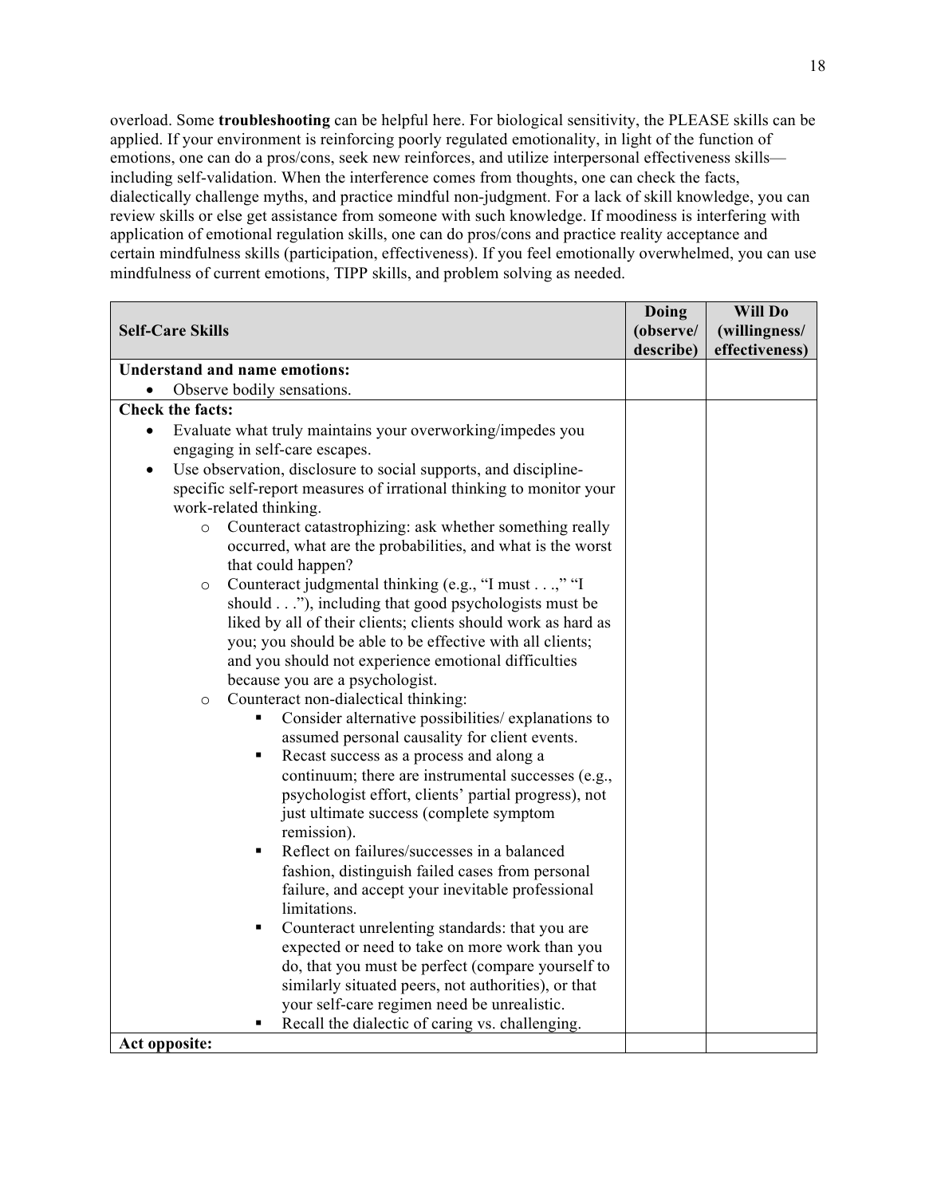overload. Some **troubleshooting** can be helpful here. For biological sensitivity, the PLEASE skills can be applied. If your environment is reinforcing poorly regulated emotionality, in light of the function of emotions, one can do a pros/cons, seek new reinforces, and utilize interpersonal effectiveness skills—including self-validation. When the interference comes from thoughts, one can check the facts, dialectically challenge myths, and practice mindful non-judgment. For a lack of skill knowledge, you can review skills or else get assistance from someone with such knowledge. If moodiness is interfering with application of emotional regulation skills, one can do pros/cons and practice reality acceptance and certain mindfulness skills (participation, effectiveness). If you feel emotionally overwhelmed, you can use mindfulness of current emotions, TIPP skills, and problem solving as needed.

| **Self-Care Skills** | **Doing (observe/ describe)** | **Will Do (willingness/ effectiveness)** |
|---|---|---|
| **Understand and name emotions:**<br>• Observe bodily sensations. | | |
| **Check the facts:**<br>• Evaluate what truly maintains your overworking/impedes you engaging in self-care escapes.<br>• Use observation, disclosure to social supports, and discipline-specific self-report measures of irrational thinking to monitor your work-related thinking.<br>&nbsp;&nbsp;&nbsp;&nbsp;o Counteract catastrophizing: ask whether something really occurred, what are the probabilities, and what is the worst that could happen?<br>&nbsp;&nbsp;&nbsp;&nbsp;o Counteract judgmental thinking (e.g., "I must . . .," "I should . . ."), including that good psychologists must be liked by all of their clients; clients should work as hard as you; you should be able to be effective with all clients; and you should not experience emotional difficulties because you are a psychologist.<br>&nbsp;&nbsp;&nbsp;&nbsp;o Counteract non-dialectical thinking:<br>&nbsp;&nbsp;&nbsp;&nbsp;&nbsp;&nbsp;&nbsp;&nbsp;▪ Consider alternative possibilities/ explanations to assumed personal causality for client events.<br>&nbsp;&nbsp;&nbsp;&nbsp;&nbsp;&nbsp;&nbsp;&nbsp;▪ Recast success as a process and along a continuum; there are instrumental successes (e.g., psychologist effort, clients' partial progress), not just ultimate success (complete symptom remission).<br>&nbsp;&nbsp;&nbsp;&nbsp;&nbsp;&nbsp;&nbsp;&nbsp;▪ Reflect on failures/successes in a balanced fashion, distinguish failed cases from personal failure, and accept your inevitable professional limitations.<br>&nbsp;&nbsp;&nbsp;&nbsp;&nbsp;&nbsp;&nbsp;&nbsp;▪ Counteract unrelenting standards: that you are expected or need to take on more work than you do, that you must be perfect (compare yourself to similarly situated peers, not authorities), or that your self-care regimen need be unrealistic.<br>&nbsp;&nbsp;&nbsp;&nbsp;&nbsp;&nbsp;&nbsp;&nbsp;▪ Recall the dialectic of caring vs. challenging. | | |
| **Act opposite:** | | |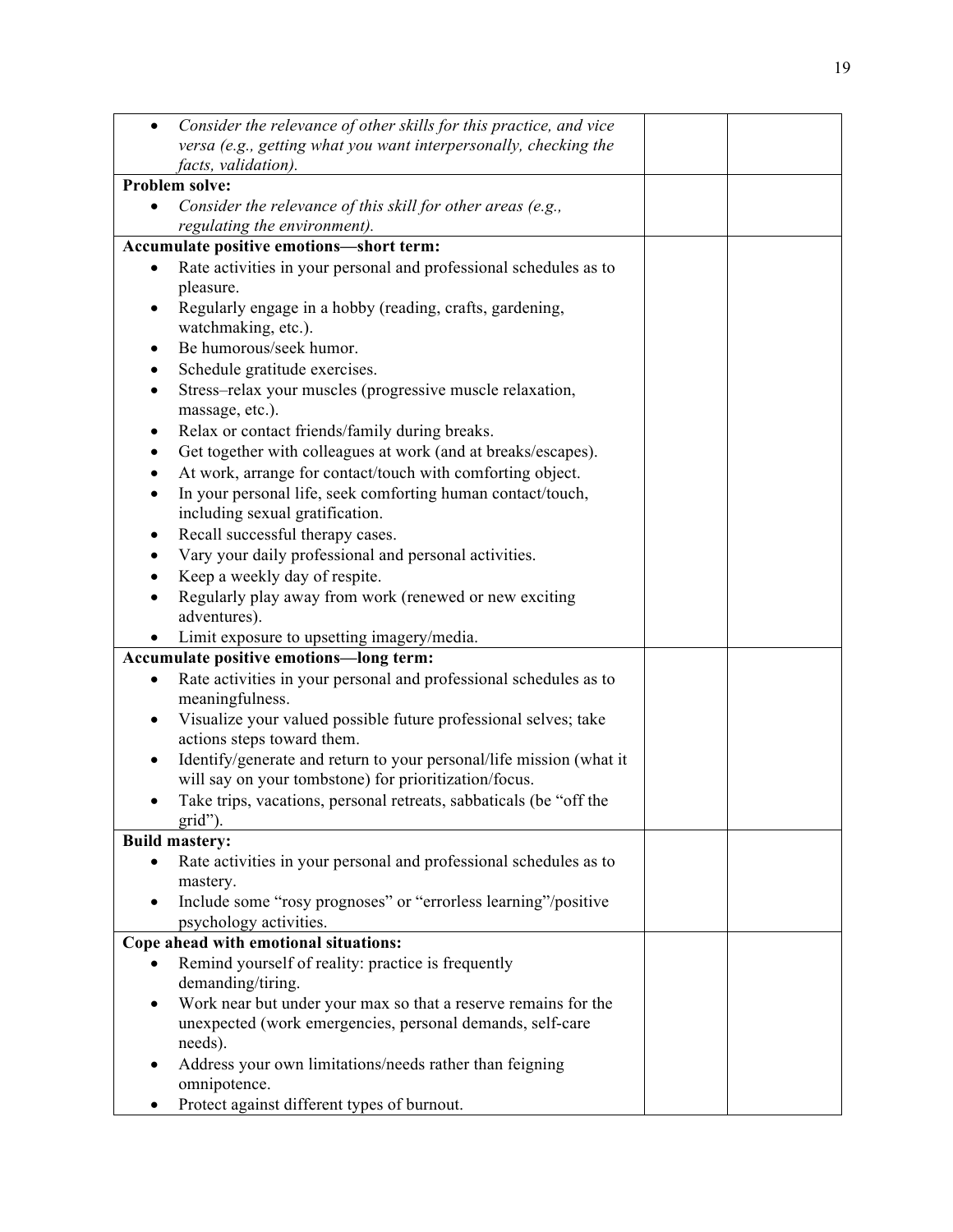| | | |
|---|---|---|
| • *Consider the relevance of other skills for this practice, and vice versa (e.g., getting what you want interpersonally, checking the facts, validation).* | | |
| **Problem solve:**<br>• *Consider the relevance of this skill for other areas (e.g., regulating the environment).* | | |
| **Accumulate positive emotions—short term:**<br>• Rate activities in your personal and professional schedules as to pleasure.<br>• Regularly engage in a hobby (reading, crafts, gardening, watchmaking, etc.).<br>• Be humorous/seek humor.<br>• Schedule gratitude exercises.<br>• Stress–relax your muscles (progressive muscle relaxation, massage, etc.).<br>• Relax or contact friends/family during breaks.<br>• Get together with colleagues at work (and at breaks/escapes).<br>• At work, arrange for contact/touch with comforting object.<br>• In your personal life, seek comforting human contact/touch, including sexual gratification.<br>• Recall successful therapy cases.<br>• Vary your daily professional and personal activities.<br>• Keep a weekly day of respite.<br>• Regularly play away from work (renewed or new exciting adventures).<br>• Limit exposure to upsetting imagery/media. | | |
| **Accumulate positive emotions—long term:**<br>• Rate activities in your personal and professional schedules as to meaningfulness.<br>• Visualize your valued possible future professional selves; take actions steps toward them.<br>• Identify/generate and return to your personal/life mission (what it will say on your tombstone) for prioritization/focus.<br>• Take trips, vacations, personal retreats, sabbaticals (be "off the grid"). | | |
| **Build mastery:**<br>• Rate activities in your personal and professional schedules as to mastery.<br>• Include some "rosy prognoses" or "errorless learning"/positive psychology activities. | | |
| **Cope ahead with emotional situations:**<br>• Remind yourself of reality: practice is frequently demanding/tiring.<br>• Work near but under your max so that a reserve remains for the unexpected (work emergencies, personal demands, self-care needs).<br>• Address your own limitations/needs rather than feigning omnipotence.<br>• Protect against different types of burnout. | | |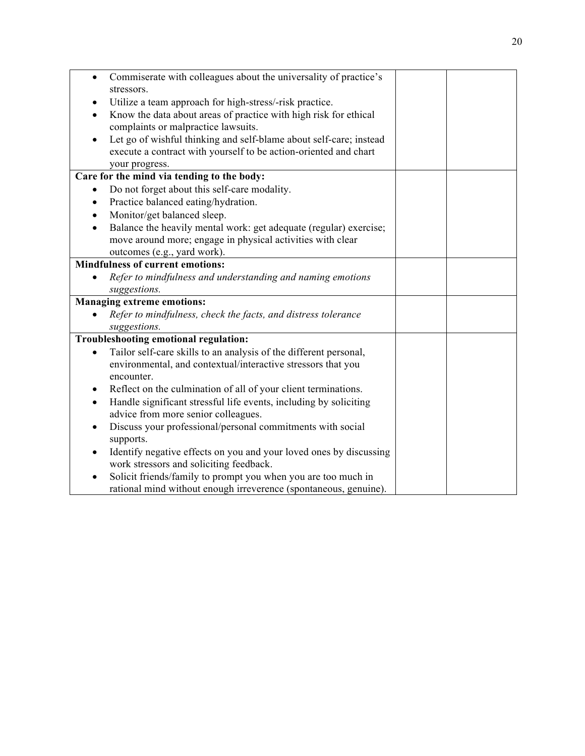| | | |
|---|---|---|
| • Commiserate with colleagues about the universality of practice's stressors.<br>• Utilize a team approach for high-stress/-risk practice.<br>• Know the data about areas of practice with high risk for ethical complaints or malpractice lawsuits.<br>• Let go of wishful thinking and self-blame about self-care; instead execute a contract with yourself to be action-oriented and chart your progress. | | |
| **Care for the mind via tending to the body:**<br>• Do not forget about this self-care modality.<br>• Practice balanced eating/hydration.<br>• Monitor/get balanced sleep.<br>• Balance the heavily mental work: get adequate (regular) exercise; move around more; engage in physical activities with clear outcomes (e.g., yard work). | | |
| **Mindfulness of current emotions:**<br>• *Refer to mindfulness and understanding and naming emotions suggestions.* | | |
| **Managing extreme emotions:**<br>• *Refer to mindfulness, check the facts, and distress tolerance suggestions.* | | |
| **Troubleshooting emotional regulation:**<br>• Tailor self-care skills to an analysis of the different personal, environmental, and contextual/interactive stressors that you encounter.<br>• Reflect on the culmination of all of your client terminations.<br>• Handle significant stressful life events, including by soliciting advice from more senior colleagues.<br>• Discuss your professional/personal commitments with social supports.<br>• Identify negative effects on you and your loved ones by discussing work stressors and soliciting feedback.<br>• Solicit friends/family to prompt you when you are too much in rational mind without enough irreverence (spontaneous, genuine). | | |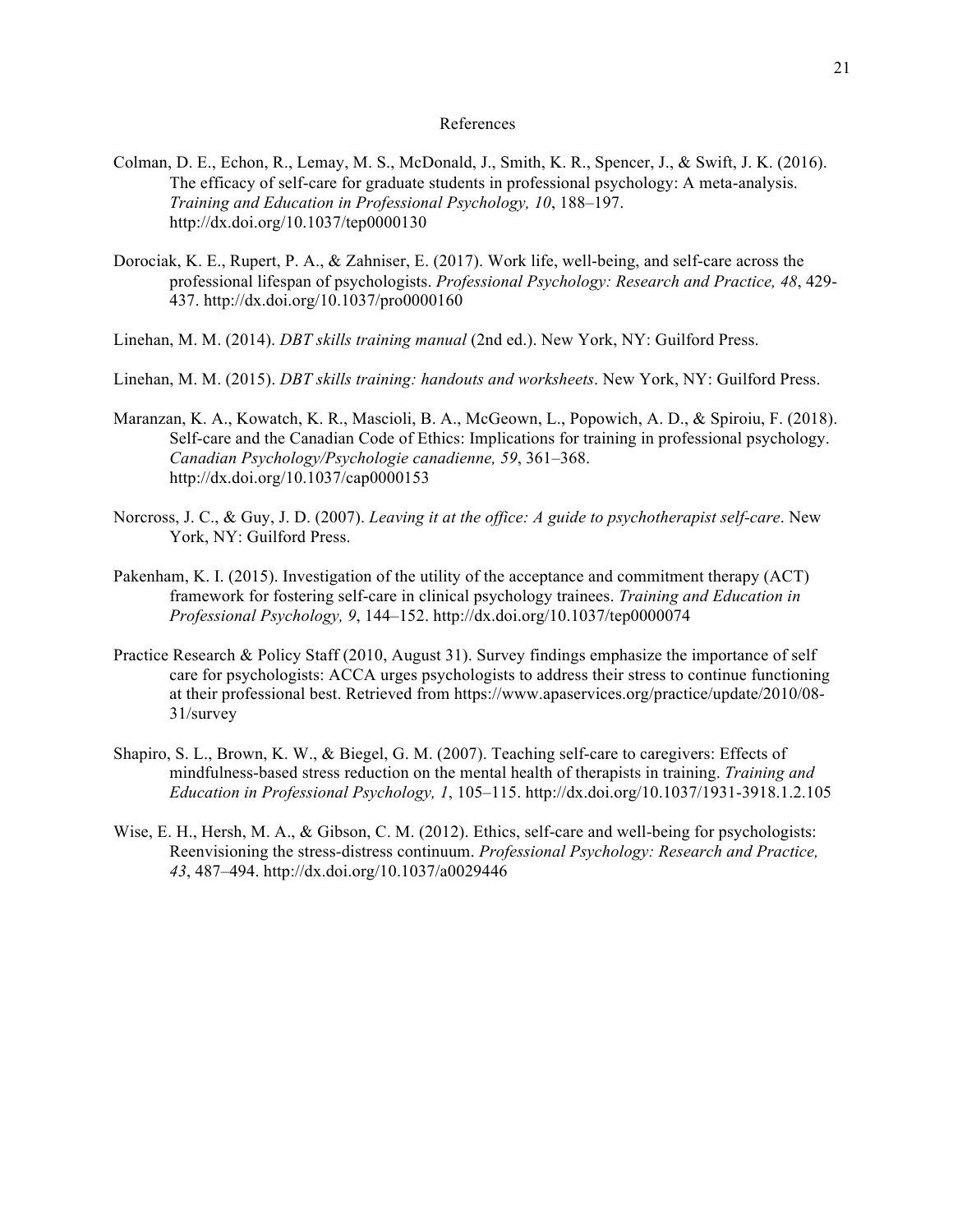# References

Colman, D. E., Echon, R., Lemay, M. S., McDonald, J., Smith, K. R., Spencer, J., & Swift, J. K. (2016). The efficacy of self-care for graduate students in professional psychology: A meta-analysis. *Training and Education in Professional Psychology, 10*, 188–197. http://dx.doi.org/10.1037/tep0000130

Dorociak, K. E., Rupert, P. A., & Zahniser, E. (2017). Work life, well-being, and self-care across the professional lifespan of psychologists. *Professional Psychology: Research and Practice, 48*, 429-437. http://dx.doi.org/10.1037/pro0000160

Linehan, M. M. (2014). *DBT skills training manual* (2nd ed.). New York, NY: Guilford Press.

Linehan, M. M. (2015). *DBT skills training: handouts and worksheets*. New York, NY: Guilford Press.

Maranzan, K. A., Kowatch, K. R., Mascioli, B. A., McGeown, L., Popowich, A. D., & Spiroiu, F. (2018). Self-care and the Canadian Code of Ethics: Implications for training in professional psychology. *Canadian Psychology/Psychologie canadienne, 59*, 361–368. http://dx.doi.org/10.1037/cap0000153

Norcross, J. C., & Guy, J. D. (2007). *Leaving it at the office: A guide to psychotherapist self-care*. New York, NY: Guilford Press.

Pakenham, K. I. (2015). Investigation of the utility of the acceptance and commitment therapy (ACT) framework for fostering self-care in clinical psychology trainees. *Training and Education in Professional Psychology, 9*, 144–152. http://dx.doi.org/10.1037/tep0000074

Practice Research & Policy Staff (2010, August 31). Survey findings emphasize the importance of self care for psychologists: ACCA urges psychologists to address their stress to continue functioning at their professional best. Retrieved from https://www.apaservices.org/practice/update/2010/08-31/survey

Shapiro, S. L., Brown, K. W., & Biegel, G. M. (2007). Teaching self-care to caregivers: Effects of mindfulness-based stress reduction on the mental health of therapists in training. *Training and Education in Professional Psychology, 1*, 105–115. http://dx.doi.org/10.1037/1931-3918.1.2.105

Wise, E. H., Hersh, M. A., & Gibson, C. M. (2012). Ethics, self-care and well-being for psychologists: Reenvisioning the stress-distress continuum. *Professional Psychology: Research and Practice, 43*, 487–494. http://dx.doi.org/10.1037/a0029446